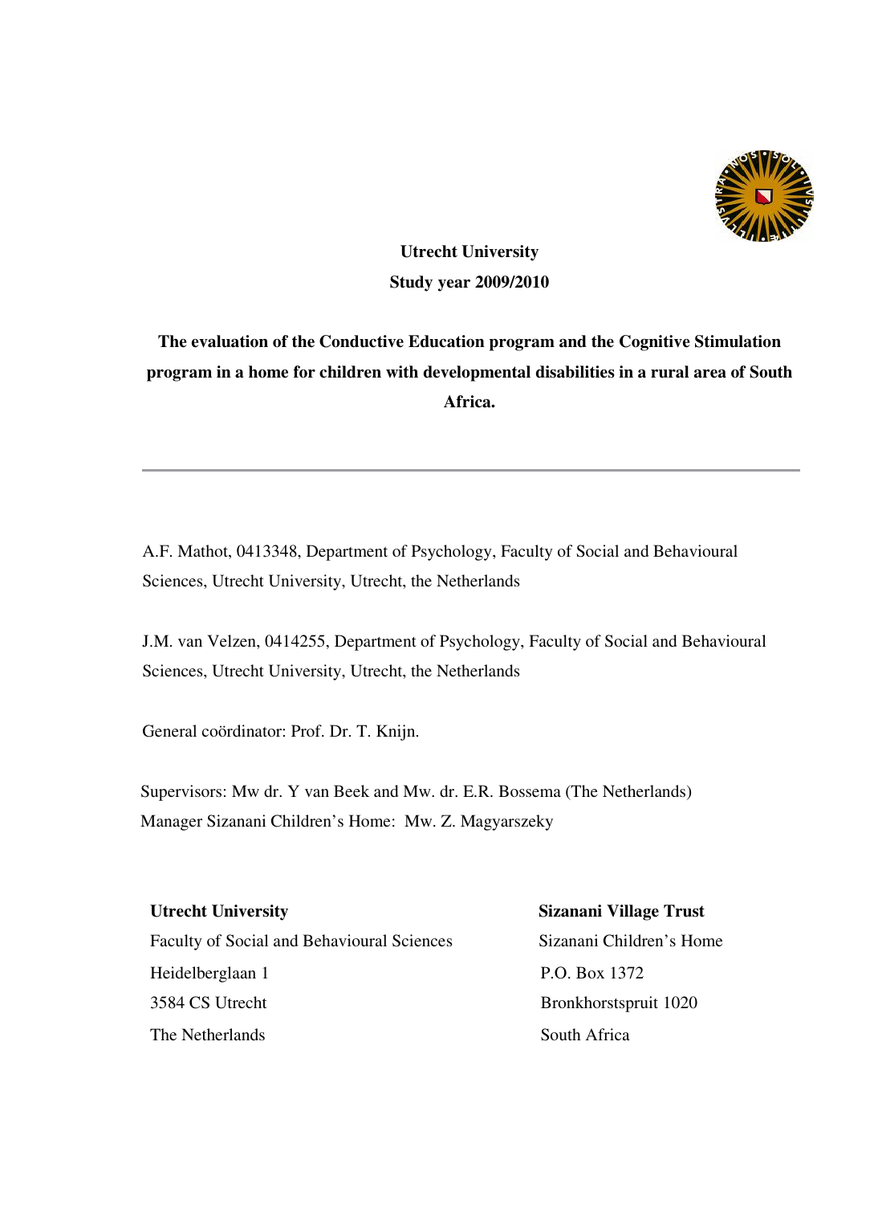**Utrecht University**

**Study year 2009/2010**

# The evaluation of the Conductive Education program and the Cognitive Stimulation program in a home for children with developmental disabilities in a rural area of South Africa.

---

A.F. Mathot, 0413348, Department of Psychology, Faculty of Social and Behavioural Sciences, Utrecht University, Utrecht, the Netherlands

J.M. van Velzen, 0414255, Department of Psychology, Faculty of Social and Behavioural Sciences, Utrecht University, Utrecht, the Netherlands

General coördinator: Prof. Dr. T. Knijn.

Supervisors: Mw dr. Y van Beek and Mw. dr. E.R. Bossema (The Netherlands)
Manager Sizanani Children's Home: Mw. Z. Magyarszeky

**Utrecht University**
Faculty of Social and Behavioural Sciences
Heidelberglaan 1
3584 CS Utrecht
The Netherlands

**Sizanani Village Trust**
Sizanani Children's Home
P.O. Box 1372
Bronkhorstspruit 1020
South Africa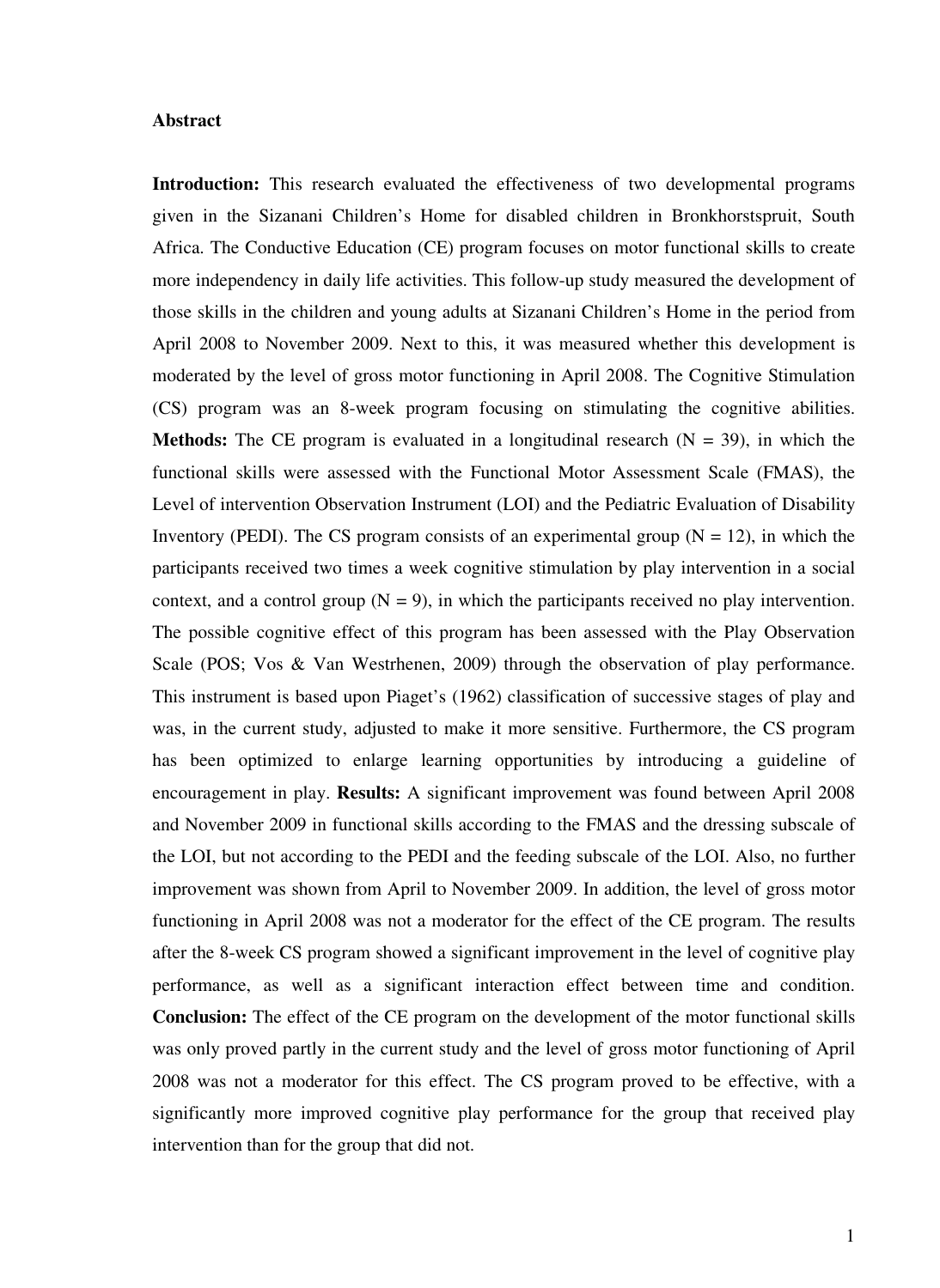**Abstract**

**Introduction:** This research evaluated the effectiveness of two developmental programs given in the Sizanani Children's Home for disabled children in Bronkhorstspruit, South Africa. The Conductive Education (CE) program focuses on motor functional skills to create more independency in daily life activities. This follow-up study measured the development of those skills in the children and young adults at Sizanani Children's Home in the period from April 2008 to November 2009. Next to this, it was measured whether this development is moderated by the level of gross motor functioning in April 2008. The Cognitive Stimulation (CS) program was an 8-week program focusing on stimulating the cognitive abilities. **Methods:** The CE program is evaluated in a longitudinal research (N = 39), in which the functional skills were assessed with the Functional Motor Assessment Scale (FMAS), the Level of intervention Observation Instrument (LOI) and the Pediatric Evaluation of Disability Inventory (PEDI). The CS program consists of an experimental group (N = 12), in which the participants received two times a week cognitive stimulation by play intervention in a social context, and a control group (N = 9), in which the participants received no play intervention. The possible cognitive effect of this program has been assessed with the Play Observation Scale (POS; Vos & Van Westrhenen, 2009) through the observation of play performance. This instrument is based upon Piaget's (1962) classification of successive stages of play and was, in the current study, adjusted to make it more sensitive. Furthermore, the CS program has been optimized to enlarge learning opportunities by introducing a guideline of encouragement in play. **Results:** A significant improvement was found between April 2008 and November 2009 in functional skills according to the FMAS and the dressing subscale of the LOI, but not according to the PEDI and the feeding subscale of the LOI. Also, no further improvement was shown from April to November 2009. In addition, the level of gross motor functioning in April 2008 was not a moderator for the effect of the CE program. The results after the 8-week CS program showed a significant improvement in the level of cognitive play performance, as well as a significant interaction effect between time and condition. **Conclusion:** The effect of the CE program on the development of the motor functional skills was only proved partly in the current study and the level of gross motor functioning of April 2008 was not a moderator for this effect. The CS program proved to be effective, with a significantly more improved cognitive play performance for the group that received play intervention than for the group that did not.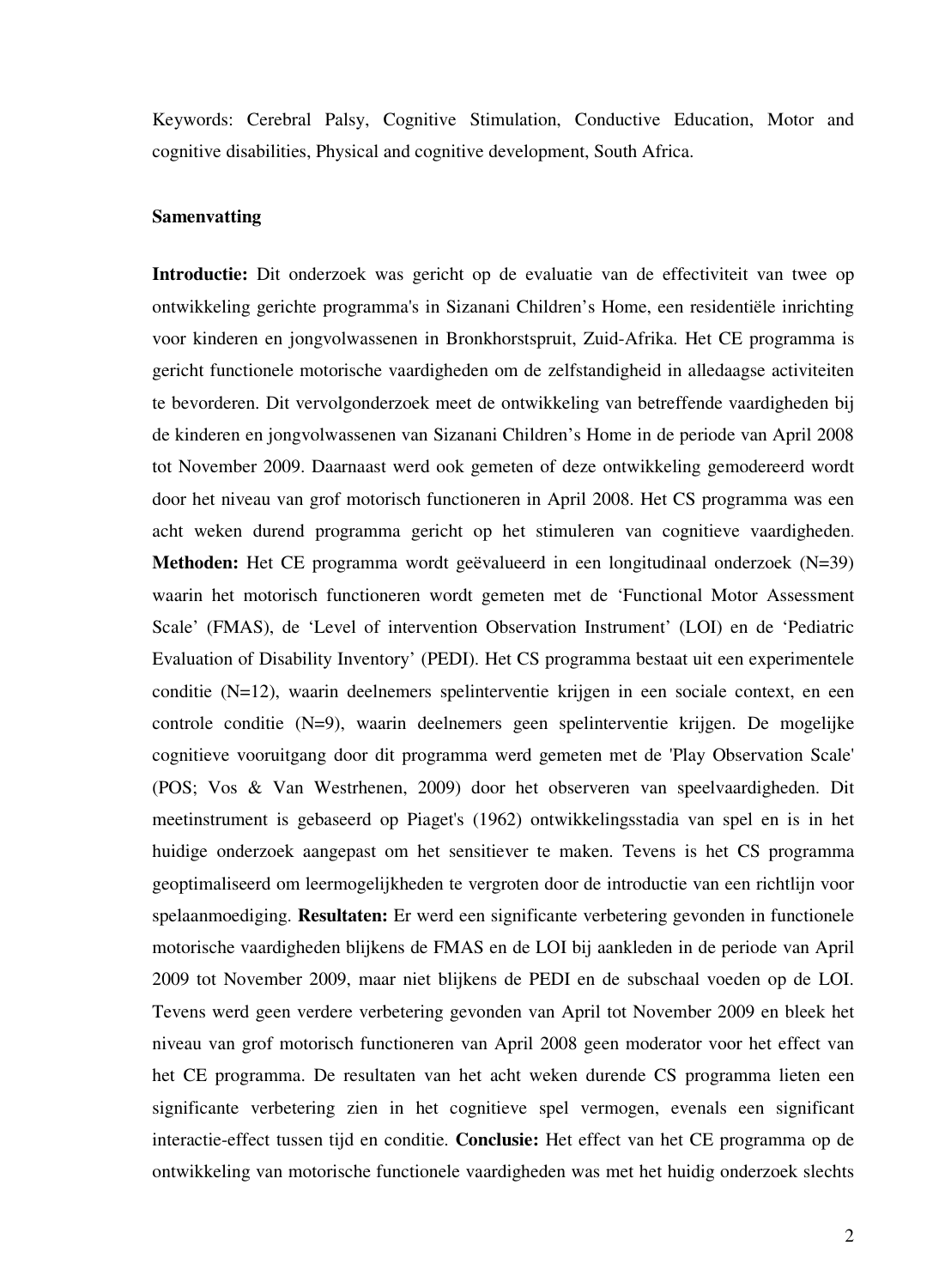Keywords: Cerebral Palsy, Cognitive Stimulation, Conductive Education, Motor and cognitive disabilities, Physical and cognitive development, South Africa.

**Samenvatting**

**Introductie:** Dit onderzoek was gericht op de evaluatie van de effectiviteit van twee op ontwikkeling gerichte programma's in Sizanani Children's Home, een residentiële inrichting voor kinderen en jongvolwassenen in Bronkhorstspruit, Zuid-Afrika. Het CE programma is gericht functionele motorische vaardigheden om de zelfstandigheid in alledaagse activiteiten te bevorderen. Dit vervolgonderzoek meet de ontwikkeling van betreffende vaardigheden bij de kinderen en jongvolwassenen van Sizanani Children's Home in de periode van April 2008 tot November 2009. Daarnaast werd ook gemeten of deze ontwikkeling gemodereerd wordt door het niveau van grof motorisch functioneren in April 2008. Het CS programma was een acht weken durend programma gericht op het stimuleren van cognitieve vaardigheden. **Methoden:** Het CE programma wordt geëvalueerd in een longitudinaal onderzoek (N=39) waarin het motorisch functioneren wordt gemeten met de 'Functional Motor Assessment Scale' (FMAS), de 'Level of intervention Observation Instrument' (LOI) en de 'Pediatric Evaluation of Disability Inventory' (PEDI). Het CS programma bestaat uit een experimentele conditie (N=12), waarin deelnemers spelinterventie krijgen in een sociale context, en een controle conditie (N=9), waarin deelnemers geen spelinterventie krijgen. De mogelijke cognitieve vooruitgang door dit programma werd gemeten met de 'Play Observation Scale' (POS; Vos & Van Westrhenen, 2009) door het observeren van speelvaardigheden. Dit meetinstrument is gebaseerd op Piaget's (1962) ontwikkelingsstadia van spel en is in het huidige onderzoek aangepast om het sensitiever te maken. Tevens is het CS programma geoptimaliseerd om leermogelijkheden te vergroten door de introductie van een richtlijn voor spelaanmoediging. **Resultaten:** Er werd een significante verbetering gevonden in functionele motorische vaardigheden blijkens de FMAS en de LOI bij aankleden in de periode van April 2009 tot November 2009, maar niet blijkens de PEDI en de subschaal voeden op de LOI. Tevens werd geen verdere verbetering gevonden van April tot November 2009 en bleek het niveau van grof motorisch functioneren van April 2008 geen moderator voor het effect van het CE programma. De resultaten van het acht weken durende CS programma lieten een significante verbetering zien in het cognitieve spel vermogen, evenals een significant interactie-effect tussen tijd en conditie. **Conclusie:** Het effect van het CE programma op de ontwikkeling van motorische functionele vaardigheden was met het huidig onderzoek slechts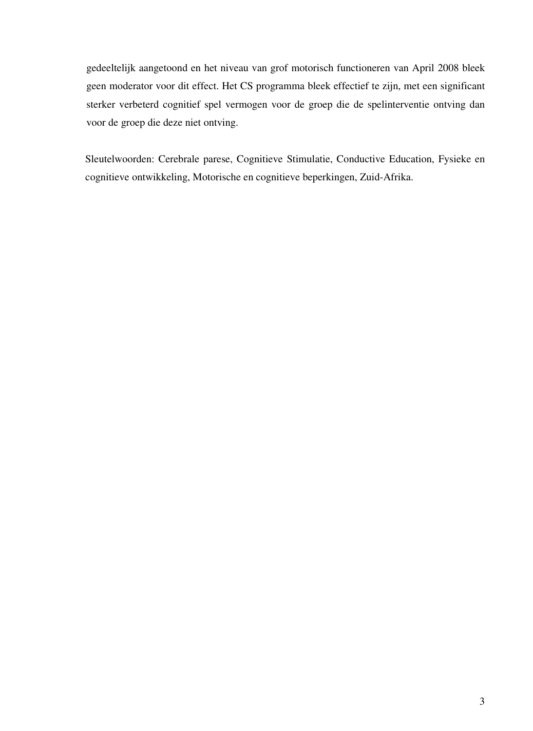gedeeltelijk aangetoond en het niveau van grof motorisch functioneren van April 2008 bleek geen moderator voor dit effect. Het CS programma bleek effectief te zijn, met een significant sterker verbeterd cognitief spel vermogen voor de groep die de spelinterventie ontving dan voor de groep die deze niet ontving.

Sleutelwoorden: Cerebrale parese, Cognitieve Stimulatie, Conductive Education, Fysieke en cognitieve ontwikkeling, Motorische en cognitieve beperkingen, Zuid-Afrika.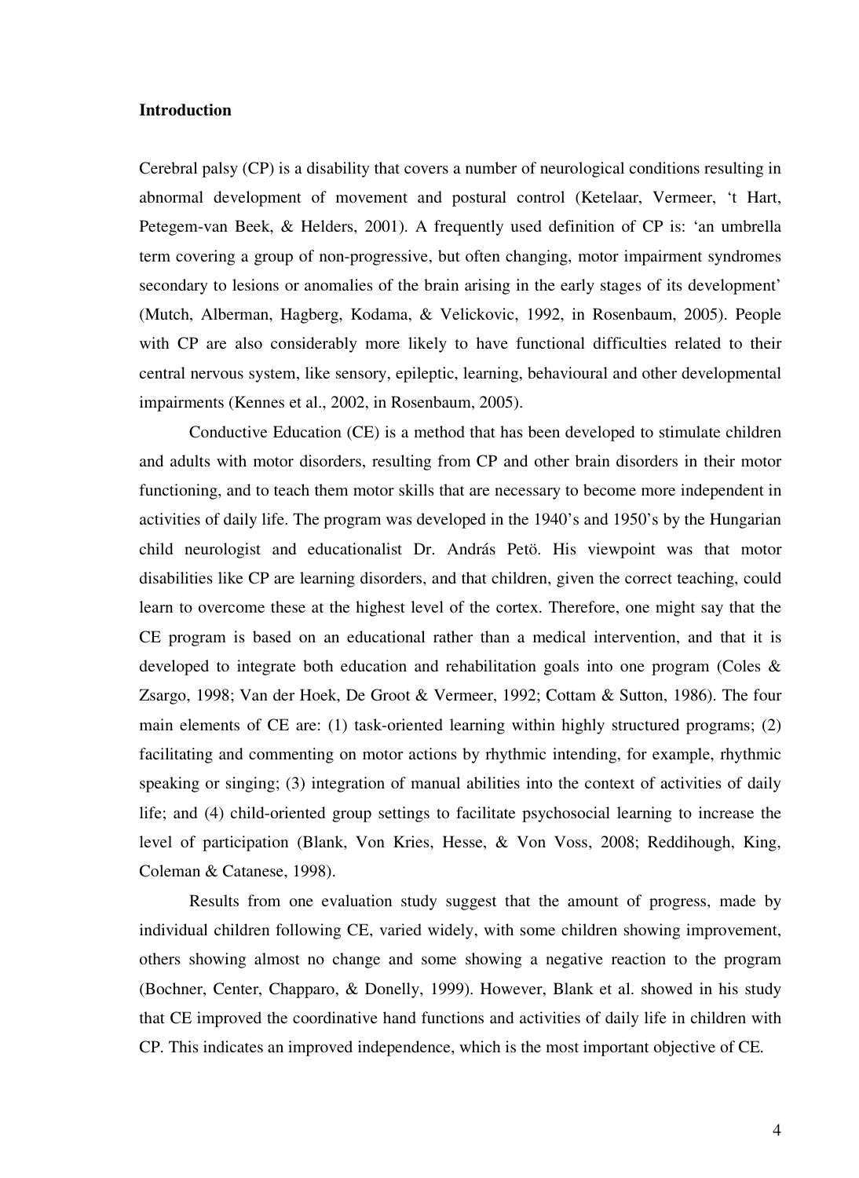## Introduction

Cerebral palsy (CP) is a disability that covers a number of neurological conditions resulting in abnormal development of movement and postural control (Ketelaar, Vermeer, 't Hart, Petegem-van Beek, & Helders, 2001). A frequently used definition of CP is: 'an umbrella term covering a group of non-progressive, but often changing, motor impairment syndromes secondary to lesions or anomalies of the brain arising in the early stages of its development' (Mutch, Alberman, Hagberg, Kodama, & Velickovic, 1992, in Rosenbaum, 2005). People with CP are also considerably more likely to have functional difficulties related to their central nervous system, like sensory, epileptic, learning, behavioural and other developmental impairments (Kennes et al., 2002, in Rosenbaum, 2005).

Conductive Education (CE) is a method that has been developed to stimulate children and adults with motor disorders, resulting from CP and other brain disorders in their motor functioning, and to teach them motor skills that are necessary to become more independent in activities of daily life. The program was developed in the 1940's and 1950's by the Hungarian child neurologist and educationalist Dr. András Petö. His viewpoint was that motor disabilities like CP are learning disorders, and that children, given the correct teaching, could learn to overcome these at the highest level of the cortex. Therefore, one might say that the CE program is based on an educational rather than a medical intervention, and that it is developed to integrate both education and rehabilitation goals into one program (Coles & Zsargo, 1998; Van der Hoek, De Groot & Vermeer, 1992; Cottam & Sutton, 1986). The four main elements of CE are: (1) task-oriented learning within highly structured programs; (2) facilitating and commenting on motor actions by rhythmic intending, for example, rhythmic speaking or singing; (3) integration of manual abilities into the context of activities of daily life; and (4) child-oriented group settings to facilitate psychosocial learning to increase the level of participation (Blank, Von Kries, Hesse, & Von Voss, 2008; Reddihough, King, Coleman & Catanese, 1998).

Results from one evaluation study suggest that the amount of progress, made by individual children following CE, varied widely, with some children showing improvement, others showing almost no change and some showing a negative reaction to the program (Bochner, Center, Chapparo, & Donelly, 1999). However, Blank et al. showed in his study that CE improved the coordinative hand functions and activities of daily life in children with CP. This indicates an improved independence, which is the most important objective of CE.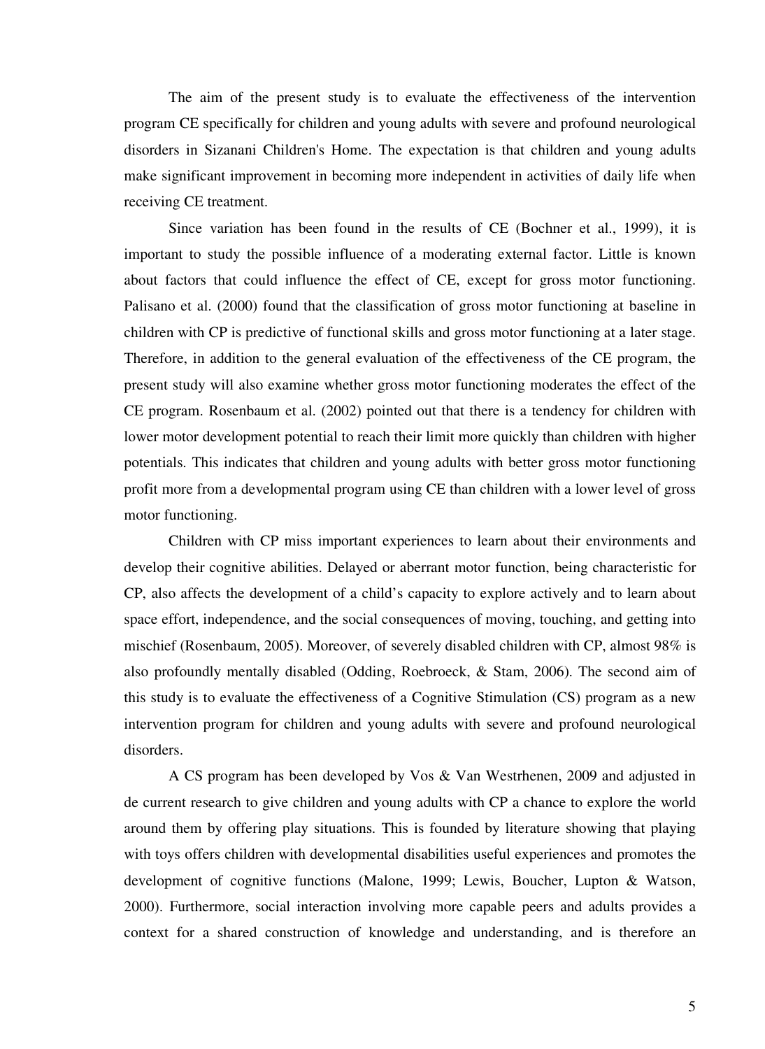The aim of the present study is to evaluate the effectiveness of the intervention program CE specifically for children and young adults with severe and profound neurological disorders in Sizanani Children's Home. The expectation is that children and young adults make significant improvement in becoming more independent in activities of daily life when receiving CE treatment.

Since variation has been found in the results of CE (Bochner et al., 1999), it is important to study the possible influence of a moderating external factor. Little is known about factors that could influence the effect of CE, except for gross motor functioning. Palisano et al. (2000) found that the classification of gross motor functioning at baseline in children with CP is predictive of functional skills and gross motor functioning at a later stage. Therefore, in addition to the general evaluation of the effectiveness of the CE program, the present study will also examine whether gross motor functioning moderates the effect of the CE program. Rosenbaum et al. (2002) pointed out that there is a tendency for children with lower motor development potential to reach their limit more quickly than children with higher potentials. This indicates that children and young adults with better gross motor functioning profit more from a developmental program using CE than children with a lower level of gross motor functioning.

Children with CP miss important experiences to learn about their environments and develop their cognitive abilities. Delayed or aberrant motor function, being characteristic for CP, also affects the development of a child's capacity to explore actively and to learn about space effort, independence, and the social consequences of moving, touching, and getting into mischief (Rosenbaum, 2005). Moreover, of severely disabled children with CP, almost 98% is also profoundly mentally disabled (Odding, Roebroeck, & Stam, 2006). The second aim of this study is to evaluate the effectiveness of a Cognitive Stimulation (CS) program as a new intervention program for children and young adults with severe and profound neurological disorders.

A CS program has been developed by Vos & Van Westrhenen, 2009 and adjusted in de current research to give children and young adults with CP a chance to explore the world around them by offering play situations. This is founded by literature showing that playing with toys offers children with developmental disabilities useful experiences and promotes the development of cognitive functions (Malone, 1999; Lewis, Boucher, Lupton & Watson, 2000). Furthermore, social interaction involving more capable peers and adults provides a context for a shared construction of knowledge and understanding, and is therefore an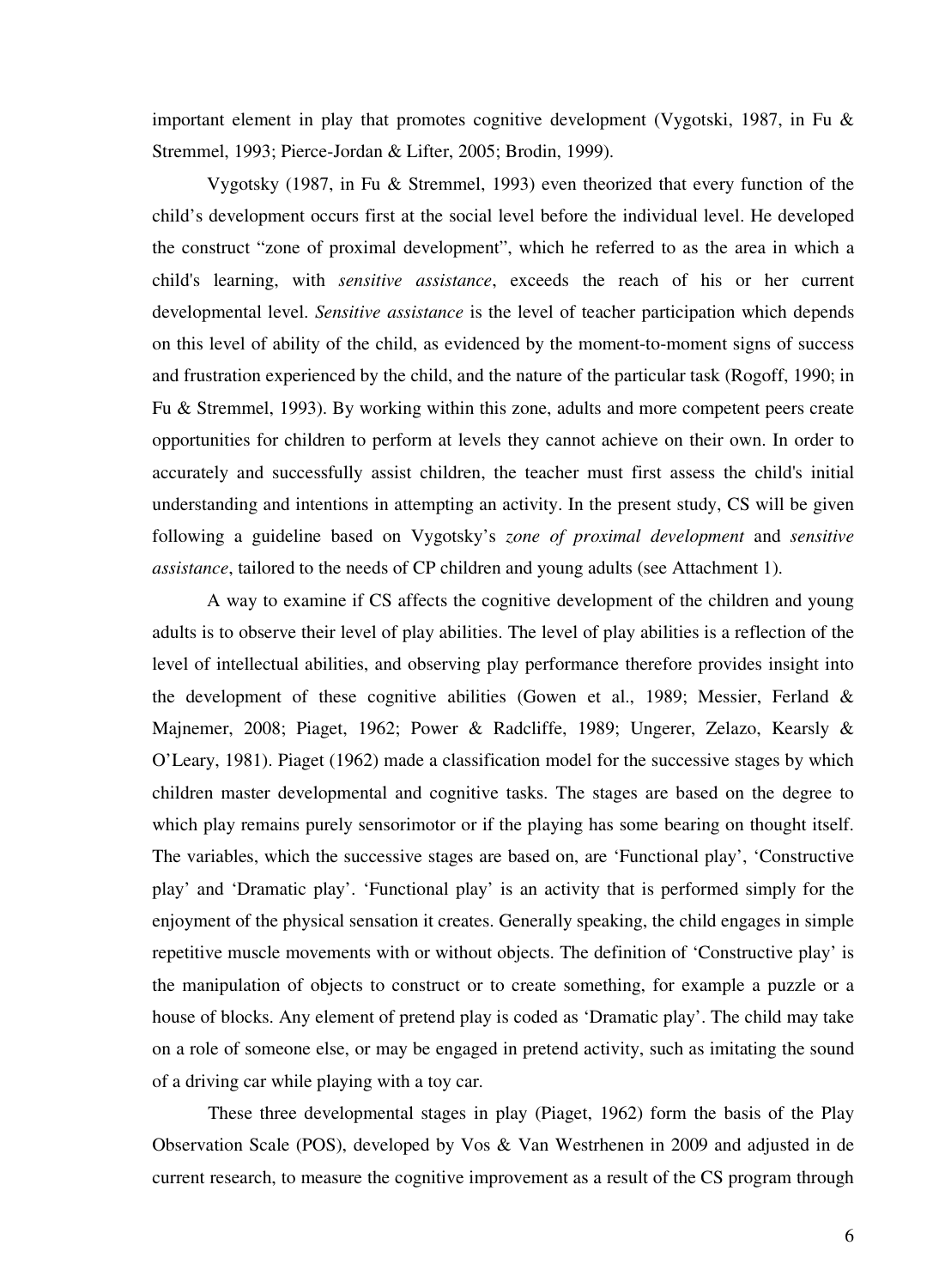important element in play that promotes cognitive development (Vygotski, 1987, in Fu & Stremmel, 1993; Pierce-Jordan & Lifter, 2005; Brodin, 1999).

Vygotsky (1987, in Fu & Stremmel, 1993) even theorized that every function of the child's development occurs first at the social level before the individual level. He developed the construct "zone of proximal development", which he referred to as the area in which a child's learning, with *sensitive assistance*, exceeds the reach of his or her current developmental level. *Sensitive assistance* is the level of teacher participation which depends on this level of ability of the child, as evidenced by the moment-to-moment signs of success and frustration experienced by the child, and the nature of the particular task (Rogoff, 1990; in Fu & Stremmel, 1993). By working within this zone, adults and more competent peers create opportunities for children to perform at levels they cannot achieve on their own. In order to accurately and successfully assist children, the teacher must first assess the child's initial understanding and intentions in attempting an activity. In the present study, CS will be given following a guideline based on Vygotsky's *zone of proximal development* and *sensitive assistance*, tailored to the needs of CP children and young adults (see Attachment 1).

A way to examine if CS affects the cognitive development of the children and young adults is to observe their level of play abilities. The level of play abilities is a reflection of the level of intellectual abilities, and observing play performance therefore provides insight into the development of these cognitive abilities (Gowen et al., 1989; Messier, Ferland & Majnemer, 2008; Piaget, 1962; Power & Radcliffe, 1989; Ungerer, Zelazo, Kearsly & O'Leary, 1981). Piaget (1962) made a classification model for the successive stages by which children master developmental and cognitive tasks. The stages are based on the degree to which play remains purely sensorimotor or if the playing has some bearing on thought itself. The variables, which the successive stages are based on, are 'Functional play', 'Constructive play' and 'Dramatic play'. 'Functional play' is an activity that is performed simply for the enjoyment of the physical sensation it creates. Generally speaking, the child engages in simple repetitive muscle movements with or without objects. The definition of 'Constructive play' is the manipulation of objects to construct or to create something, for example a puzzle or a house of blocks. Any element of pretend play is coded as 'Dramatic play'. The child may take on a role of someone else, or may be engaged in pretend activity, such as imitating the sound of a driving car while playing with a toy car.

These three developmental stages in play (Piaget, 1962) form the basis of the Play Observation Scale (POS), developed by Vos & Van Westrhenen in 2009 and adjusted in de current research, to measure the cognitive improvement as a result of the CS program through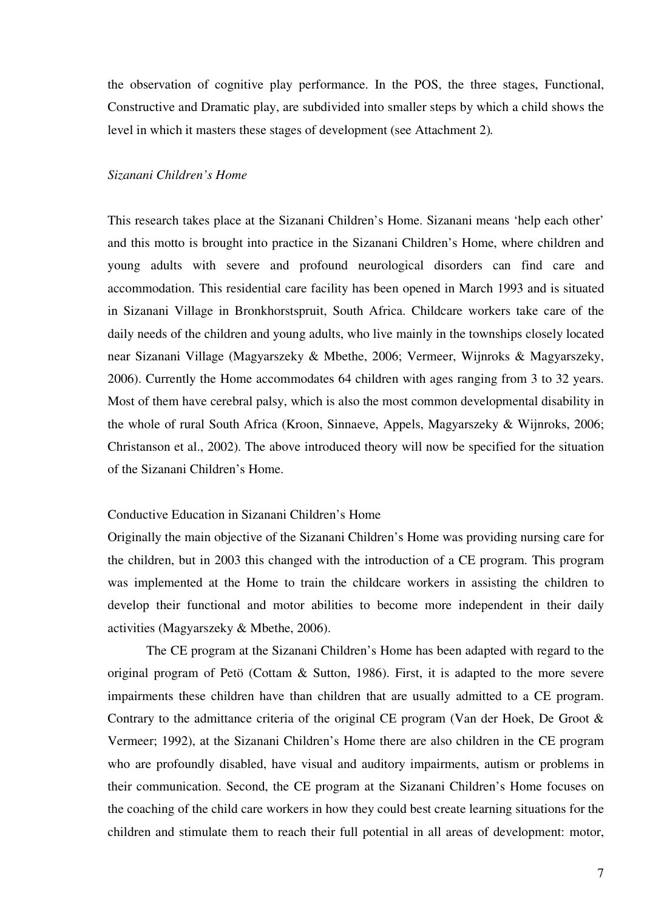the observation of cognitive play performance. In the POS, the three stages, Functional, Constructive and Dramatic play, are subdivided into smaller steps by which a child shows the level in which it masters these stages of development (see Attachment 2).

### *Sizanani Children's Home*

This research takes place at the Sizanani Children's Home. Sizanani means 'help each other' and this motto is brought into practice in the Sizanani Children's Home, where children and young adults with severe and profound neurological disorders can find care and accommodation. This residential care facility has been opened in March 1993 and is situated in Sizanani Village in Bronkhorstspruit, South Africa. Childcare workers take care of the daily needs of the children and young adults, who live mainly in the townships closely located near Sizanani Village (Magyarszeky & Mbethe, 2006; Vermeer, Wijnroks & Magyarszeky, 2006). Currently the Home accommodates 64 children with ages ranging from 3 to 32 years. Most of them have cerebral palsy, which is also the most common developmental disability in the whole of rural South Africa (Kroon, Sinnaeve, Appels, Magyarszeky & Wijnroks, 2006; Christanson et al., 2002). The above introduced theory will now be specified for the situation of the Sizanani Children's Home.

#### Conductive Education in Sizanani Children's Home

Originally the main objective of the Sizanani Children's Home was providing nursing care for the children, but in 2003 this changed with the introduction of a CE program. This program was implemented at the Home to train the childcare workers in assisting the children to develop their functional and motor abilities to become more independent in their daily activities (Magyarszeky & Mbethe, 2006).

The CE program at the Sizanani Children's Home has been adapted with regard to the original program of Petö (Cottam & Sutton, 1986). First, it is adapted to the more severe impairments these children have than children that are usually admitted to a CE program. Contrary to the admittance criteria of the original CE program (Van der Hoek, De Groot & Vermeer; 1992), at the Sizanani Children's Home there are also children in the CE program who are profoundly disabled, have visual and auditory impairments, autism or problems in their communication. Second, the CE program at the Sizanani Children's Home focuses on the coaching of the child care workers in how they could best create learning situations for the children and stimulate them to reach their full potential in all areas of development: motor,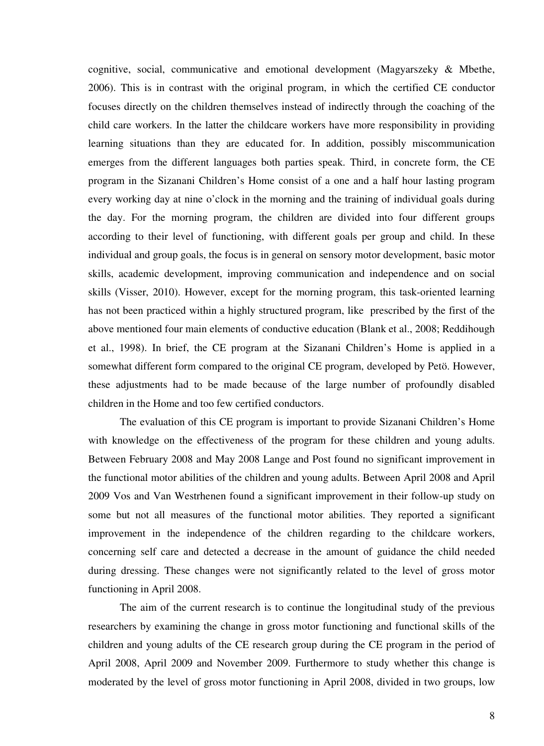cognitive, social, communicative and emotional development (Magyarszeky & Mbethe, 2006). This is in contrast with the original program, in which the certified CE conductor focuses directly on the children themselves instead of indirectly through the coaching of the child care workers. In the latter the childcare workers have more responsibility in providing learning situations than they are educated for. In addition, possibly miscommunication emerges from the different languages both parties speak. Third, in concrete form, the CE program in the Sizanani Children's Home consist of a one and a half hour lasting program every working day at nine o'clock in the morning and the training of individual goals during the day. For the morning program, the children are divided into four different groups according to their level of functioning, with different goals per group and child. In these individual and group goals, the focus is in general on sensory motor development, basic motor skills, academic development, improving communication and independence and on social skills (Visser, 2010). However, except for the morning program, this task-oriented learning has not been practiced within a highly structured program, like prescribed by the first of the above mentioned four main elements of conductive education (Blank et al., 2008; Reddihough et al., 1998). In brief, the CE program at the Sizanani Children's Home is applied in a somewhat different form compared to the original CE program, developed by Petö. However, these adjustments had to be made because of the large number of profoundly disabled children in the Home and too few certified conductors.

The evaluation of this CE program is important to provide Sizanani Children's Home with knowledge on the effectiveness of the program for these children and young adults. Between February 2008 and May 2008 Lange and Post found no significant improvement in the functional motor abilities of the children and young adults. Between April 2008 and April 2009 Vos and Van Westrhenen found a significant improvement in their follow-up study on some but not all measures of the functional motor abilities. They reported a significant improvement in the independence of the children regarding to the childcare workers, concerning self care and detected a decrease in the amount of guidance the child needed during dressing. These changes were not significantly related to the level of gross motor functioning in April 2008.

The aim of the current research is to continue the longitudinal study of the previous researchers by examining the change in gross motor functioning and functional skills of the children and young adults of the CE research group during the CE program in the period of April 2008, April 2009 and November 2009. Furthermore to study whether this change is moderated by the level of gross motor functioning in April 2008, divided in two groups, low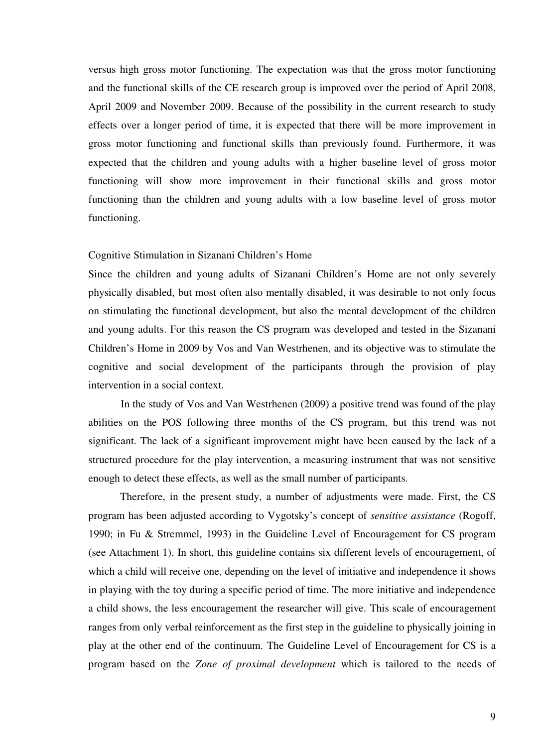versus high gross motor functioning. The expectation was that the gross motor functioning and the functional skills of the CE research group is improved over the period of April 2008, April 2009 and November 2009. Because of the possibility in the current research to study effects over a longer period of time, it is expected that there will be more improvement in gross motor functioning and functional skills than previously found. Furthermore, it was expected that the children and young adults with a higher baseline level of gross motor functioning will show more improvement in their functional skills and gross motor functioning than the children and young adults with a low baseline level of gross motor functioning.

Cognitive Stimulation in Sizanani Children's Home

Since the children and young adults of Sizanani Children's Home are not only severely physically disabled, but most often also mentally disabled, it was desirable to not only focus on stimulating the functional development, but also the mental development of the children and young adults. For this reason the CS program was developed and tested in the Sizanani Children's Home in 2009 by Vos and Van Westrhenen, and its objective was to stimulate the cognitive and social development of the participants through the provision of play intervention in a social context.

In the study of Vos and Van Westrhenen (2009) a positive trend was found of the play abilities on the POS following three months of the CS program, but this trend was not significant. The lack of a significant improvement might have been caused by the lack of a structured procedure for the play intervention, a measuring instrument that was not sensitive enough to detect these effects, as well as the small number of participants.

Therefore, in the present study, a number of adjustments were made. First, the CS program has been adjusted according to Vygotsky's concept of *sensitive assistance* (Rogoff, 1990; in Fu & Stremmel, 1993) in the Guideline Level of Encouragement for CS program (see Attachment 1). In short, this guideline contains six different levels of encouragement, of which a child will receive one, depending on the level of initiative and independence it shows in playing with the toy during a specific period of time. The more initiative and independence a child shows, the less encouragement the researcher will give. This scale of encouragement ranges from only verbal reinforcement as the first step in the guideline to physically joining in play at the other end of the continuum. The Guideline Level of Encouragement for CS is a program based on the *Zone of proximal development* which is tailored to the needs of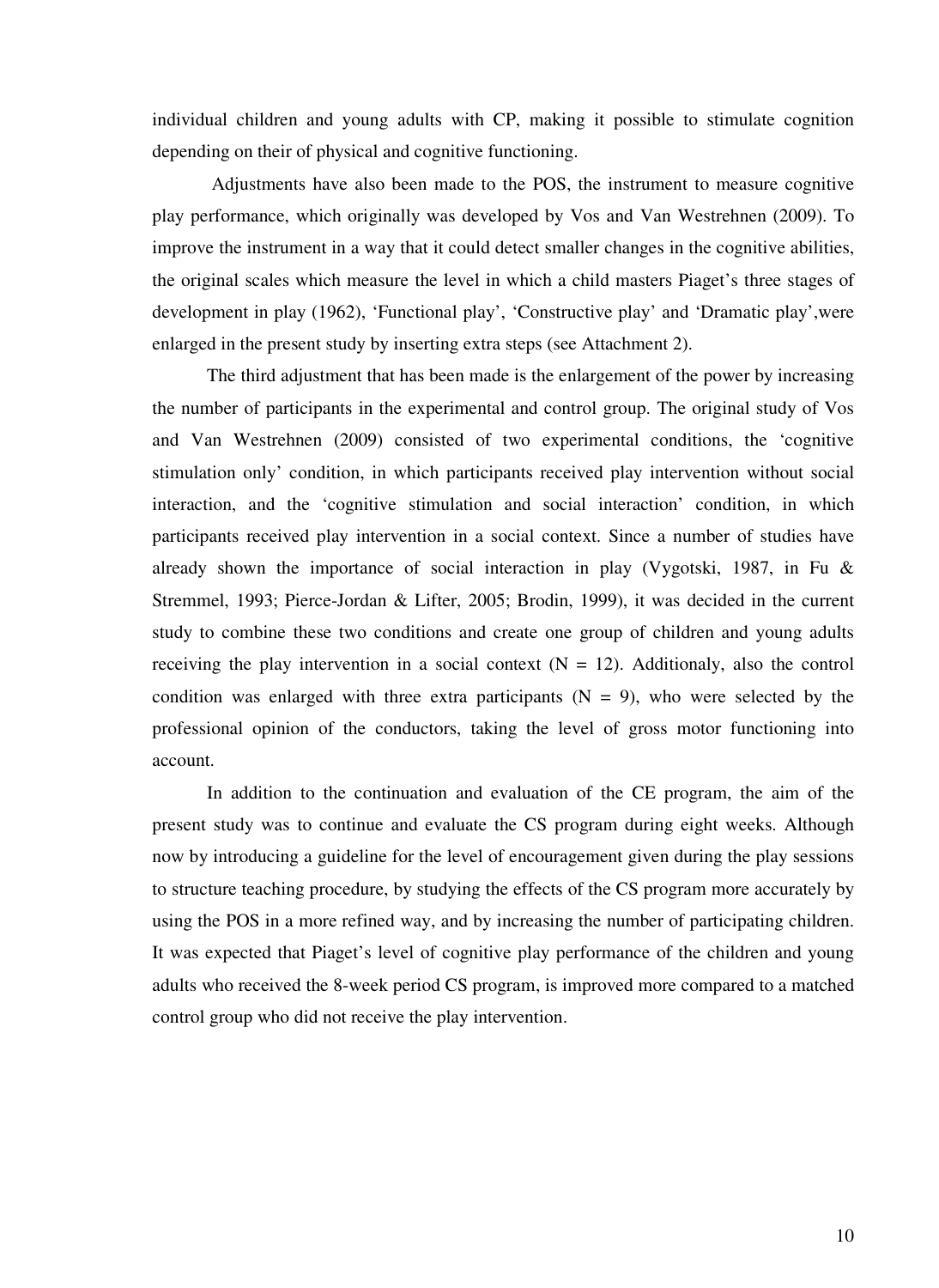individual children and young adults with CP, making it possible to stimulate cognition depending on their of physical and cognitive functioning.

Adjustments have also been made to the POS, the instrument to measure cognitive play performance, which originally was developed by Vos and Van Westrehnen (2009). To improve the instrument in a way that it could detect smaller changes in the cognitive abilities, the original scales which measure the level in which a child masters Piaget's three stages of development in play (1962), 'Functional play', 'Constructive play' and 'Dramatic play',were enlarged in the present study by inserting extra steps (see Attachment 2).

The third adjustment that has been made is the enlargement of the power by increasing the number of participants in the experimental and control group. The original study of Vos and Van Westrehnen (2009) consisted of two experimental conditions, the 'cognitive stimulation only' condition, in which participants received play intervention without social interaction, and the 'cognitive stimulation and social interaction' condition, in which participants received play intervention in a social context. Since a number of studies have already shown the importance of social interaction in play (Vygotski, 1987, in Fu & Stremmel, 1993; Pierce-Jordan & Lifter, 2005; Brodin, 1999), it was decided in the current study to combine these two conditions and create one group of children and young adults receiving the play intervention in a social context (N = 12). Additionaly, also the control condition was enlarged with three extra participants (N = 9), who were selected by the professional opinion of the conductors, taking the level of gross motor functioning into account.

In addition to the continuation and evaluation of the CE program, the aim of the present study was to continue and evaluate the CS program during eight weeks. Although now by introducing a guideline for the level of encouragement given during the play sessions to structure teaching procedure, by studying the effects of the CS program more accurately by using the POS in a more refined way, and by increasing the number of participating children. It was expected that Piaget's level of cognitive play performance of the children and young adults who received the 8-week period CS program, is improved more compared to a matched control group who did not receive the play intervention.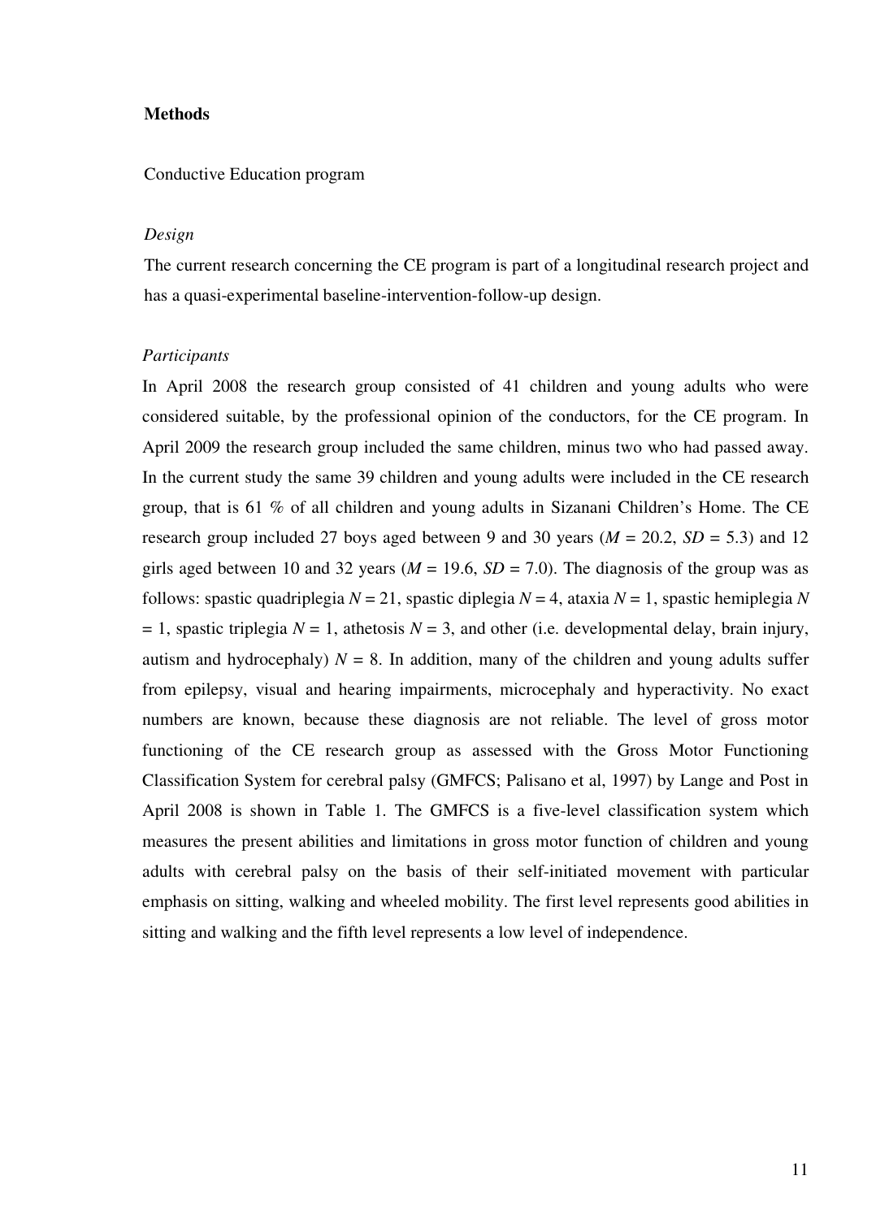**Methods**

Conductive Education program

*Design*

The current research concerning the CE program is part of a longitudinal research project and has a quasi-experimental baseline-intervention-follow-up design.

*Participants*

In April 2008 the research group consisted of 41 children and young adults who were considered suitable, by the professional opinion of the conductors, for the CE program. In April 2009 the research group included the same children, minus two who had passed away. In the current study the same 39 children and young adults were included in the CE research group, that is 61 % of all children and young adults in Sizanani Children's Home. The CE research group included 27 boys aged between 9 and 30 years ($M$ = 20.2, $SD$ = 5.3) and 12 girls aged between 10 and 32 years ($M$ = 19.6, $SD$ = 7.0). The diagnosis of the group was as follows: spastic quadriplegia $N$ = 21, spastic diplegia $N$ = 4, ataxia $N$ = 1, spastic hemiplegia $N$ = 1, spastic triplegia $N$ = 1, athetosis $N$ = 3, and other (i.e. developmental delay, brain injury, autism and hydrocephaly) $N$ = 8. In addition, many of the children and young adults suffer from epilepsy, visual and hearing impairments, microcephaly and hyperactivity. No exact numbers are known, because these diagnosis are not reliable. The level of gross motor functioning of the CE research group as assessed with the Gross Motor Functioning Classification System for cerebral palsy (GMFCS; Palisano et al, 1997) by Lange and Post in April 2008 is shown in Table 1. The GMFCS is a five-level classification system which measures the present abilities and limitations in gross motor function of children and young adults with cerebral palsy on the basis of their self-initiated movement with particular emphasis on sitting, walking and wheeled mobility. The first level represents good abilities in sitting and walking and the fifth level represents a low level of independence.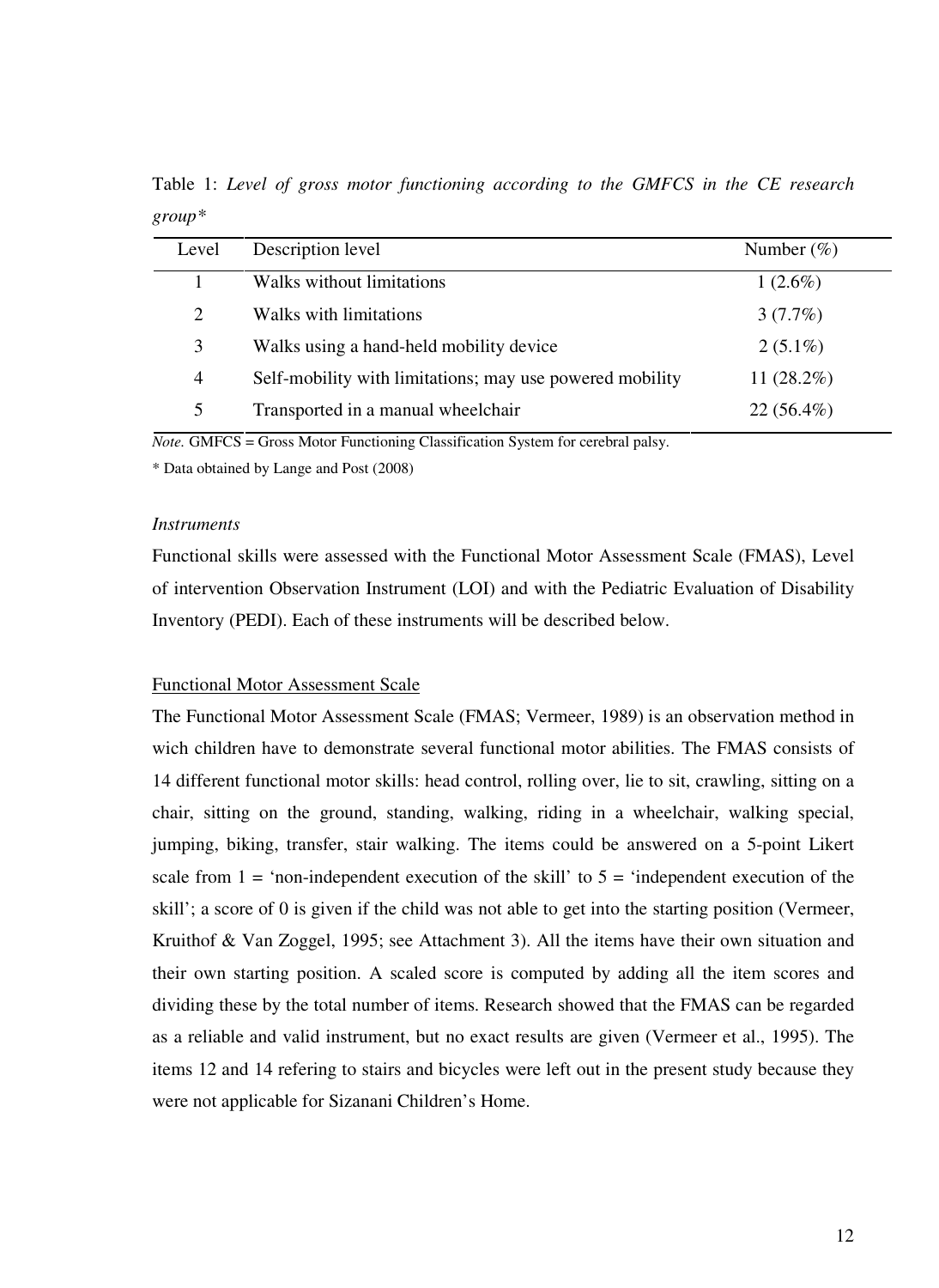Table 1: *Level of gross motor functioning according to the GMFCS in the CE research group**

| Level | Description level | Number (%) |
|---|---|---|
| 1 | Walks without limitations | 1 (2.6%) |
| 2 | Walks with limitations | 3 (7.7%) |
| 3 | Walks using a hand-held mobility device | 2 (5.1%) |
| 4 | Self-mobility with limitations; may use powered mobility | 11 (28.2%) |
| 5 | Transported in a manual wheelchair | 22 (56.4%) |

*Note.* GMFCS = Gross Motor Functioning Classification System for cerebral palsy.

\* Data obtained by Lange and Post (2008)

*Instruments*

Functional skills were assessed with the Functional Motor Assessment Scale (FMAS), Level of intervention Observation Instrument (LOI) and with the Pediatric Evaluation of Disability Inventory (PEDI). Each of these instruments will be described below.

<u>Functional Motor Assessment Scale</u>

The Functional Motor Assessment Scale (FMAS; Vermeer, 1989) is an observation method in wich children have to demonstrate several functional motor abilities. The FMAS consists of 14 different functional motor skills: head control, rolling over, lie to sit, crawling, sitting on a chair, sitting on the ground, standing, walking, riding in a wheelchair, walking special, jumping, biking, transfer, stair walking. The items could be answered on a 5-point Likert scale from 1 = 'non-independent execution of the skill' to 5 = 'independent execution of the skill'; a score of 0 is given if the child was not able to get into the starting position (Vermeer, Kruithof & Van Zoggel, 1995; see Attachment 3). All the items have their own situation and their own starting position. A scaled score is computed by adding all the item scores and dividing these by the total number of items. Research showed that the FMAS can be regarded as a reliable and valid instrument, but no exact results are given (Vermeer et al., 1995). The items 12 and 14 refering to stairs and bicycles were left out in the present study because they were not applicable for Sizanani Children's Home.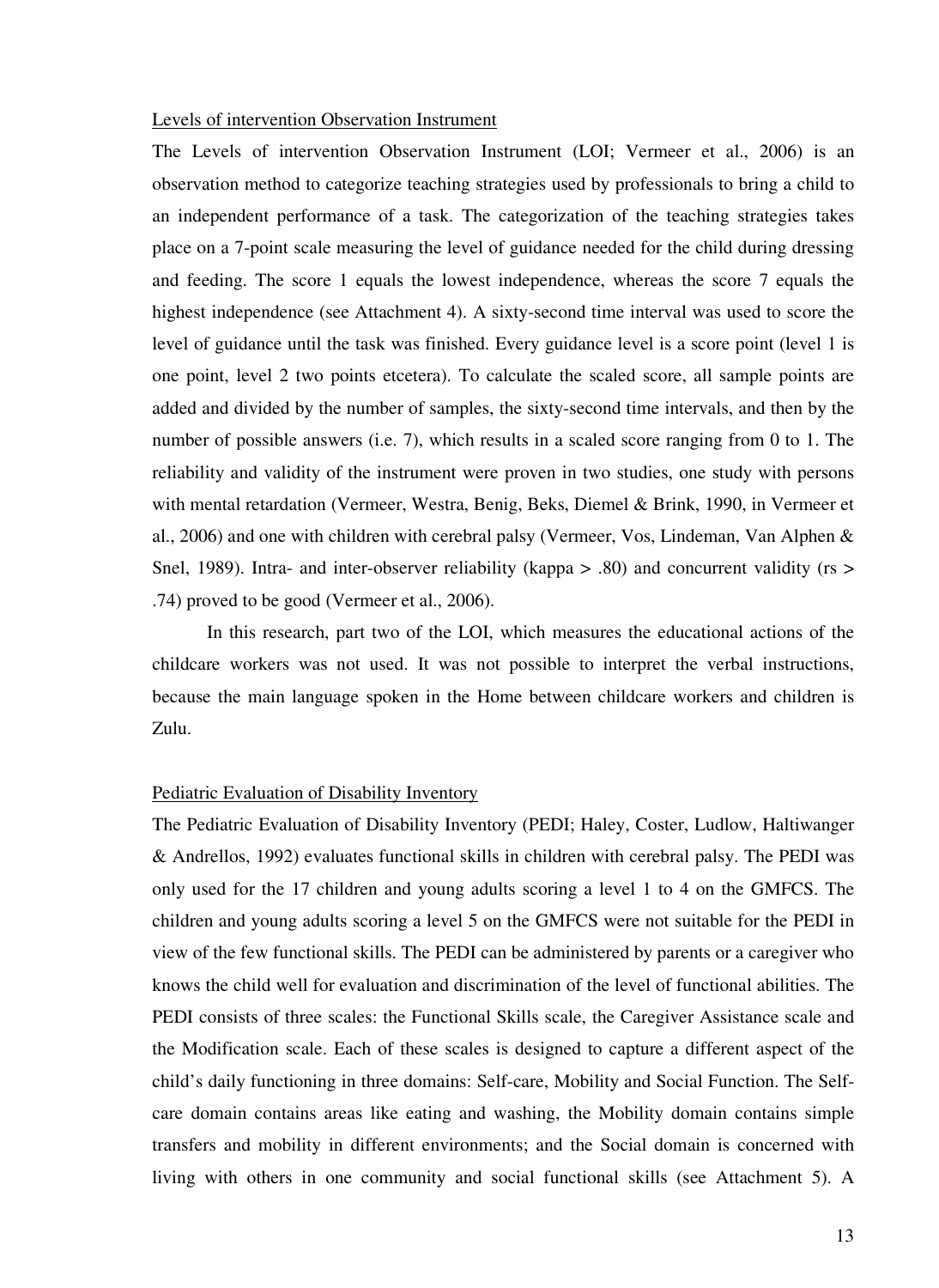### Levels of intervention Observation Instrument

The Levels of intervention Observation Instrument (LOI; Vermeer et al., 2006) is an observation method to categorize teaching strategies used by professionals to bring a child to an independent performance of a task. The categorization of the teaching strategies takes place on a 7-point scale measuring the level of guidance needed for the child during dressing and feeding. The score 1 equals the lowest independence, whereas the score 7 equals the highest independence (see Attachment 4). A sixty-second time interval was used to score the level of guidance until the task was finished. Every guidance level is a score point (level 1 is one point, level 2 two points etcetera). To calculate the scaled score, all sample points are added and divided by the number of samples, the sixty-second time intervals, and then by the number of possible answers (i.e. 7), which results in a scaled score ranging from 0 to 1. The reliability and validity of the instrument were proven in two studies, one study with persons with mental retardation (Vermeer, Westra, Benig, Beks, Diemel & Brink, 1990, in Vermeer et al., 2006) and one with children with cerebral palsy (Vermeer, Vos, Lindeman, Van Alphen & Snel, 1989). Intra- and inter-observer reliability (kappa > .80) and concurrent validity (rs > .74) proved to be good (Vermeer et al., 2006).

In this research, part two of the LOI, which measures the educational actions of the childcare workers was not used. It was not possible to interpret the verbal instructions, because the main language spoken in the Home between childcare workers and children is Zulu.

### Pediatric Evaluation of Disability Inventory

The Pediatric Evaluation of Disability Inventory (PEDI; Haley, Coster, Ludlow, Haltiwanger & Andrellos, 1992) evaluates functional skills in children with cerebral palsy. The PEDI was only used for the 17 children and young adults scoring a level 1 to 4 on the GMFCS. The children and young adults scoring a level 5 on the GMFCS were not suitable for the PEDI in view of the few functional skills. The PEDI can be administered by parents or a caregiver who knows the child well for evaluation and discrimination of the level of functional abilities. The PEDI consists of three scales: the Functional Skills scale, the Caregiver Assistance scale and the Modification scale. Each of these scales is designed to capture a different aspect of the child's daily functioning in three domains: Self-care, Mobility and Social Function. The Self-care domain contains areas like eating and washing, the Mobility domain contains simple transfers and mobility in different environments; and the Social domain is concerned with living with others in one community and social functional skills (see Attachment 5). A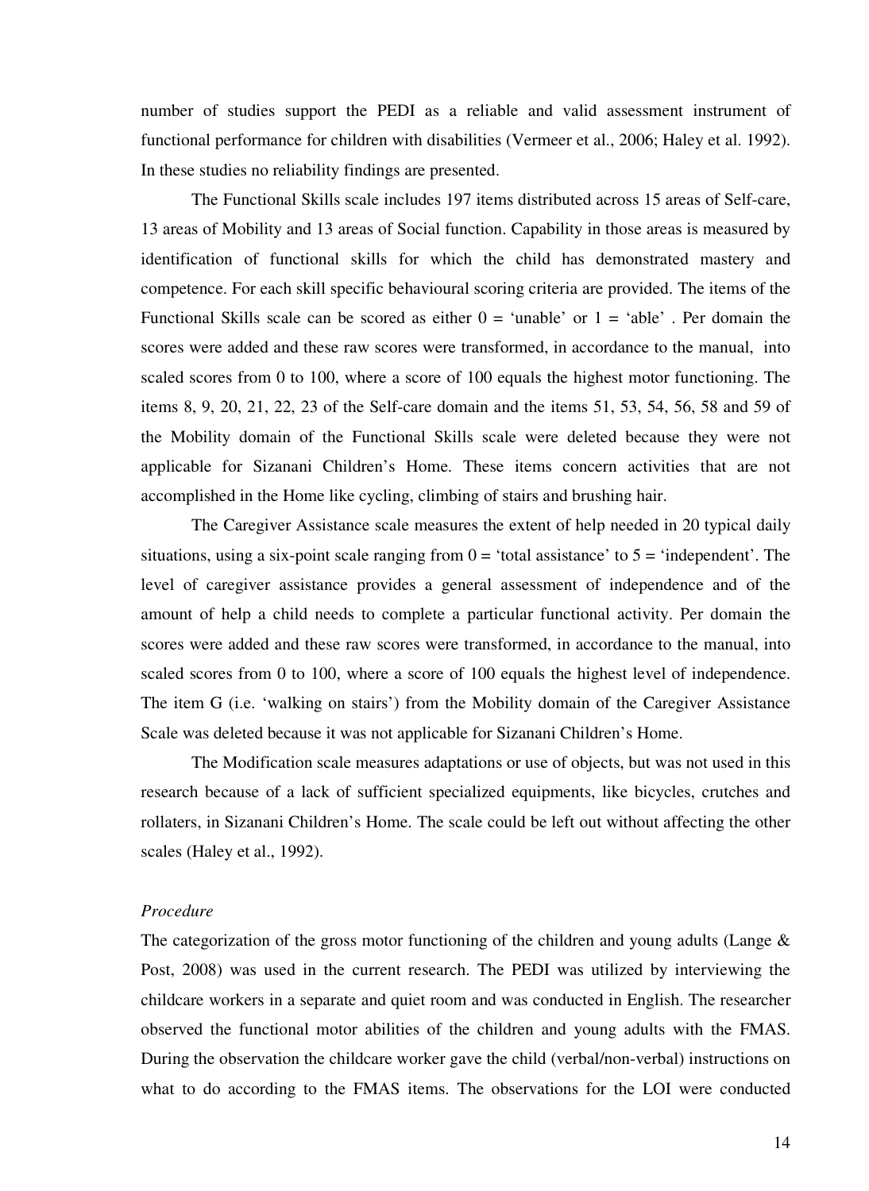number of studies support the PEDI as a reliable and valid assessment instrument of functional performance for children with disabilities (Vermeer et al., 2006; Haley et al. 1992). In these studies no reliability findings are presented.

The Functional Skills scale includes 197 items distributed across 15 areas of Self-care, 13 areas of Mobility and 13 areas of Social function. Capability in those areas is measured by identification of functional skills for which the child has demonstrated mastery and competence. For each skill specific behavioural scoring criteria are provided. The items of the Functional Skills scale can be scored as either 0 = 'unable' or 1 = 'able' . Per domain the scores were added and these raw scores were transformed, in accordance to the manual, into scaled scores from 0 to 100, where a score of 100 equals the highest motor functioning. The items 8, 9, 20, 21, 22, 23 of the Self-care domain and the items 51, 53, 54, 56, 58 and 59 of the Mobility domain of the Functional Skills scale were deleted because they were not applicable for Sizanani Children's Home. These items concern activities that are not accomplished in the Home like cycling, climbing of stairs and brushing hair.

The Caregiver Assistance scale measures the extent of help needed in 20 typical daily situations, using a six-point scale ranging from 0 = 'total assistance' to 5 = 'independent'. The level of caregiver assistance provides a general assessment of independence and of the amount of help a child needs to complete a particular functional activity. Per domain the scores were added and these raw scores were transformed, in accordance to the manual, into scaled scores from 0 to 100, where a score of 100 equals the highest level of independence. The item G (i.e. 'walking on stairs') from the Mobility domain of the Caregiver Assistance Scale was deleted because it was not applicable for Sizanani Children's Home.

The Modification scale measures adaptations or use of objects, but was not used in this research because of a lack of sufficient specialized equipments, like bicycles, crutches and rollaters, in Sizanani Children's Home. The scale could be left out without affecting the other scales (Haley et al., 1992).

*Procedure*

The categorization of the gross motor functioning of the children and young adults (Lange & Post, 2008) was used in the current research. The PEDI was utilized by interviewing the childcare workers in a separate and quiet room and was conducted in English. The researcher observed the functional motor abilities of the children and young adults with the FMAS. During the observation the childcare worker gave the child (verbal/non-verbal) instructions on what to do according to the FMAS items. The observations for the LOI were conducted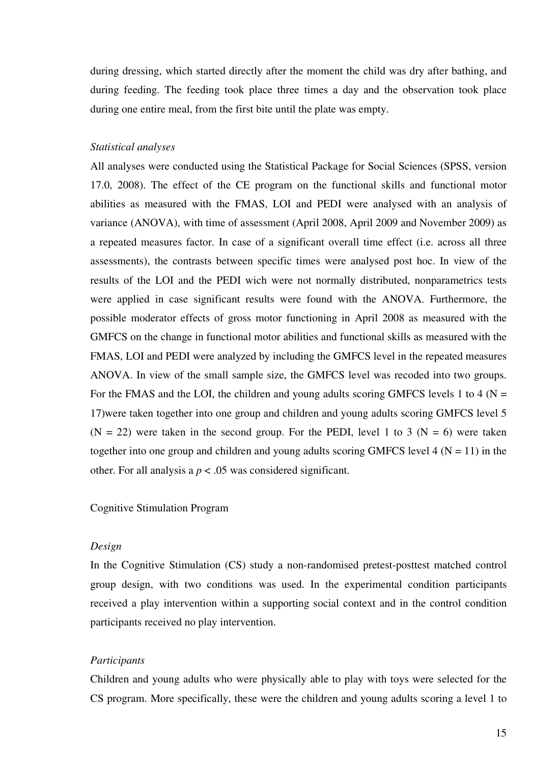during dressing, which started directly after the moment the child was dry after bathing, and during feeding. The feeding took place three times a day and the observation took place during one entire meal, from the first bite until the plate was empty.

*Statistical analyses*

All analyses were conducted using the Statistical Package for Social Sciences (SPSS, version 17.0, 2008). The effect of the CE program on the functional skills and functional motor abilities as measured with the FMAS, LOI and PEDI were analysed with an analysis of variance (ANOVA), with time of assessment (April 2008, April 2009 and November 2009) as a repeated measures factor. In case of a significant overall time effect (i.e. across all three assessments), the contrasts between specific times were analysed post hoc. In view of the results of the LOI and the PEDI wich were not normally distributed, nonparametrics tests were applied in case significant results were found with the ANOVA. Furthermore, the possible moderator effects of gross motor functioning in April 2008 as measured with the GMFCS on the change in functional motor abilities and functional skills as measured with the FMAS, LOI and PEDI were analyzed by including the GMFCS level in the repeated measures ANOVA. In view of the small sample size, the GMFCS level was recoded into two groups. For the FMAS and the LOI, the children and young adults scoring GMFCS levels 1 to 4 (N = 17)were taken together into one group and children and young adults scoring GMFCS level 5 (N = 22) were taken in the second group. For the PEDI, level 1 to 3 (N = 6) were taken together into one group and children and young adults scoring GMFCS level 4 (N = 11) in the other. For all analysis a $p < .05$ was considered significant.

Cognitive Stimulation Program

*Design*

In the Cognitive Stimulation (CS) study a non-randomised pretest-posttest matched control group design, with two conditions was used. In the experimental condition participants received a play intervention within a supporting social context and in the control condition participants received no play intervention.

*Participants*

Children and young adults who were physically able to play with toys were selected for the CS program. More specifically, these were the children and young adults scoring a level 1 to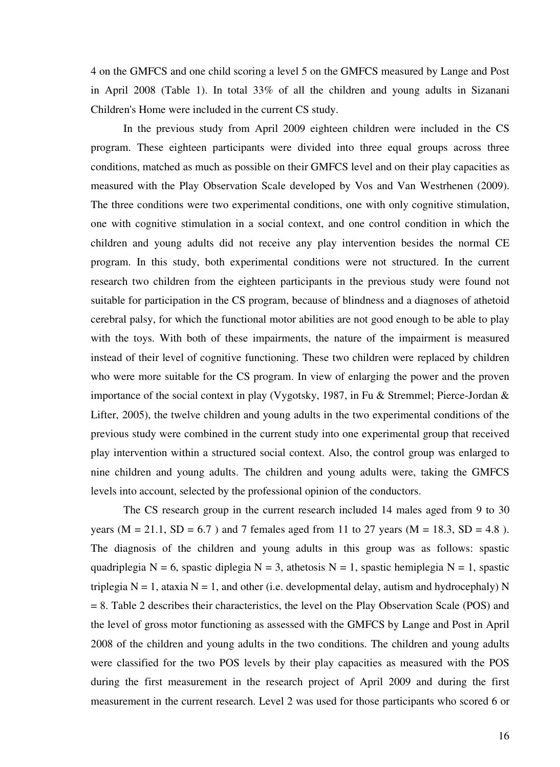4 on the GMFCS and one child scoring a level 5 on the GMFCS measured by Lange and Post in April 2008 (Table 1). In total 33% of all the children and young adults in Sizanani Children's Home were included in the current CS study.

In the previous study from April 2009 eighteen children were included in the CS program. These eighteen participants were divided into three equal groups across three conditions, matched as much as possible on their GMFCS level and on their play capacities as measured with the Play Observation Scale developed by Vos and Van Westrhenen (2009). The three conditions were two experimental conditions, one with only cognitive stimulation, one with cognitive stimulation in a social context, and one control condition in which the children and young adults did not receive any play intervention besides the normal CE program. In this study, both experimental conditions were not structured. In the current research two children from the eighteen participants in the previous study were found not suitable for participation in the CS program, because of blindness and a diagnoses of athetoid cerebral palsy, for which the functional motor abilities are not good enough to be able to play with the toys. With both of these impairments, the nature of the impairment is measured instead of their level of cognitive functioning. These two children were replaced by children who were more suitable for the CS program. In view of enlarging the power and the proven importance of the social context in play (Vygotsky, 1987, in Fu & Stremmel; Pierce-Jordan & Lifter, 2005), the twelve children and young adults in the two experimental conditions of the previous study were combined in the current study into one experimental group that received play intervention within a structured social context. Also, the control group was enlarged to nine children and young adults. The children and young adults were, taking the GMFCS levels into account, selected by the professional opinion of the conductors.

The CS research group in the current research included 14 males aged from 9 to 30 years ($M = 21.1$, $SD = 6.7$ ) and 7 females aged from 11 to 27 years ($M = 18.3$, $SD = 4.8$ ). The diagnosis of the children and young adults in this group was as follows: spastic quadriplegia $N = 6$, spastic diplegia $N = 3$, athetosis $N = 1$, spastic hemiplegia $N = 1$, spastic triplegia $N = 1$, ataxia $N = 1$, and other (i.e. developmental delay, autism and hydrocephaly) $N = 8$. Table 2 describes their characteristics, the level on the Play Observation Scale (POS) and the level of gross motor functioning as assessed with the GMFCS by Lange and Post in April 2008 of the children and young adults in the two conditions. The children and young adults were classified for the two POS levels by their play capacities as measured with the POS during the first measurement in the research project of April 2009 and during the first measurement in the current research. Level 2 was used for those participants who scored 6 or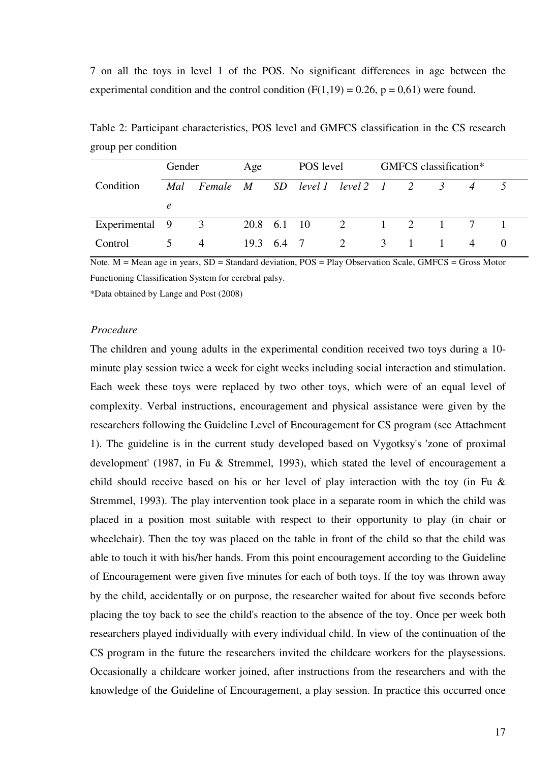7 on all the toys in level 1 of the POS. No significant differences in age between the experimental condition and the control condition ($F(1,19) = 0.26$, $p = 0,61$) were found.

Table 2: Participant characteristics, POS level and GMFCS classification in the CS research group per condition

| Condition | Gender | | Age | | POS level | | GMFCS classification* | | | | |
|---|---|---|---|---|---|---|---|---|---|---|---|
| | *Male* | *Female* | *M* | *SD* | *level 1* | *level 2* | *1* | *2* | *3* | *4* | *5* |
| Experimental | 9 | 3 | 20.8 | 6.1 | 10 | 2 | 1 | 2 | 1 | 7 | 1 |
| Control | 5 | 4 | 19.3 | 6.4 | 7 | 2 | 3 | 1 | 1 | 4 | 0 |

Note. M = Mean age in years, SD = Standard deviation, POS = Play Observation Scale, GMFCS = Gross Motor Functioning Classification System for cerebral palsy.

*Data obtained by Lange and Post (2008)

*Procedure*

The children and young adults in the experimental condition received two toys during a 10-minute play session twice a week for eight weeks including social interaction and stimulation. Each week these toys were replaced by two other toys, which were of an equal level of complexity. Verbal instructions, encouragement and physical assistance were given by the researchers following the Guideline Level of Encouragement for CS program (see Attachment 1). The guideline is in the current study developed based on Vygotksy's 'zone of proximal development' (1987, in Fu & Stremmel, 1993), which stated the level of encouragement a child should receive based on his or her level of play interaction with the toy (in Fu & Stremmel, 1993). The play intervention took place in a separate room in which the child was placed in a position most suitable with respect to their opportunity to play (in chair or wheelchair). Then the toy was placed on the table in front of the child so that the child was able to touch it with his/her hands. From this point encouragement according to the Guideline of Encouragement were given five minutes for each of both toys. If the toy was thrown away by the child, accidentally or on purpose, the researcher waited for about five seconds before placing the toy back to see the child's reaction to the absence of the toy. Once per week both researchers played individually with every individual child. In view of the continuation of the CS program in the future the researchers invited the childcare workers for the playsessions. Occasionally a childcare worker joined, after instructions from the researchers and with the knowledge of the Guideline of Encouragement, a play session. In practice this occurred once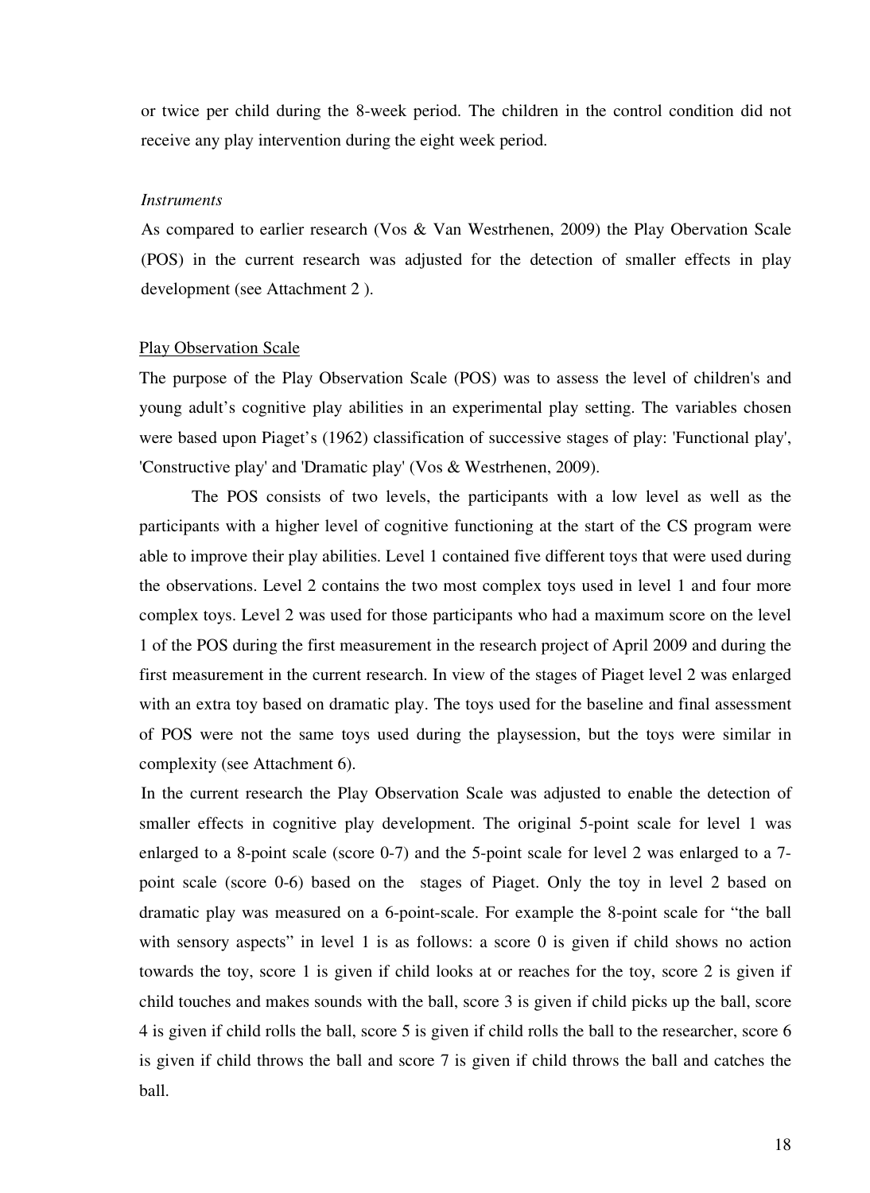or twice per child during the 8-week period. The children in the control condition did not receive any play intervention during the eight week period.

*Instruments*

As compared to earlier research (Vos & Van Westrhenen, 2009) the Play Obervation Scale (POS) in the current research was adjusted for the detection of smaller effects in play development (see Attachment 2 ).

Play Observation Scale

The purpose of the Play Observation Scale (POS) was to assess the level of children's and young adult's cognitive play abilities in an experimental play setting. The variables chosen were based upon Piaget's (1962) classification of successive stages of play: 'Functional play', 'Constructive play' and 'Dramatic play' (Vos & Westrhenen, 2009).

The POS consists of two levels, the participants with a low level as well as the participants with a higher level of cognitive functioning at the start of the CS program were able to improve their play abilities. Level 1 contained five different toys that were used during the observations. Level 2 contains the two most complex toys used in level 1 and four more complex toys. Level 2 was used for those participants who had a maximum score on the level 1 of the POS during the first measurement in the research project of April 2009 and during the first measurement in the current research. In view of the stages of Piaget level 2 was enlarged with an extra toy based on dramatic play. The toys used for the baseline and final assessment of POS were not the same toys used during the playsession, but the toys were similar in complexity (see Attachment 6).

In the current research the Play Observation Scale was adjusted to enable the detection of smaller effects in cognitive play development. The original 5-point scale for level 1 was enlarged to a 8-point scale (score 0-7) and the 5-point scale for level 2 was enlarged to a 7-point scale (score 0-6) based on the stages of Piaget. Only the toy in level 2 based on dramatic play was measured on a 6-point-scale. For example the 8-point scale for "the ball with sensory aspects" in level 1 is as follows: a score 0 is given if child shows no action towards the toy, score 1 is given if child looks at or reaches for the toy, score 2 is given if child touches and makes sounds with the ball, score 3 is given if child picks up the ball, score 4 is given if child rolls the ball, score 5 is given if child rolls the ball to the researcher, score 6 is given if child throws the ball and score 7 is given if child throws the ball and catches the ball.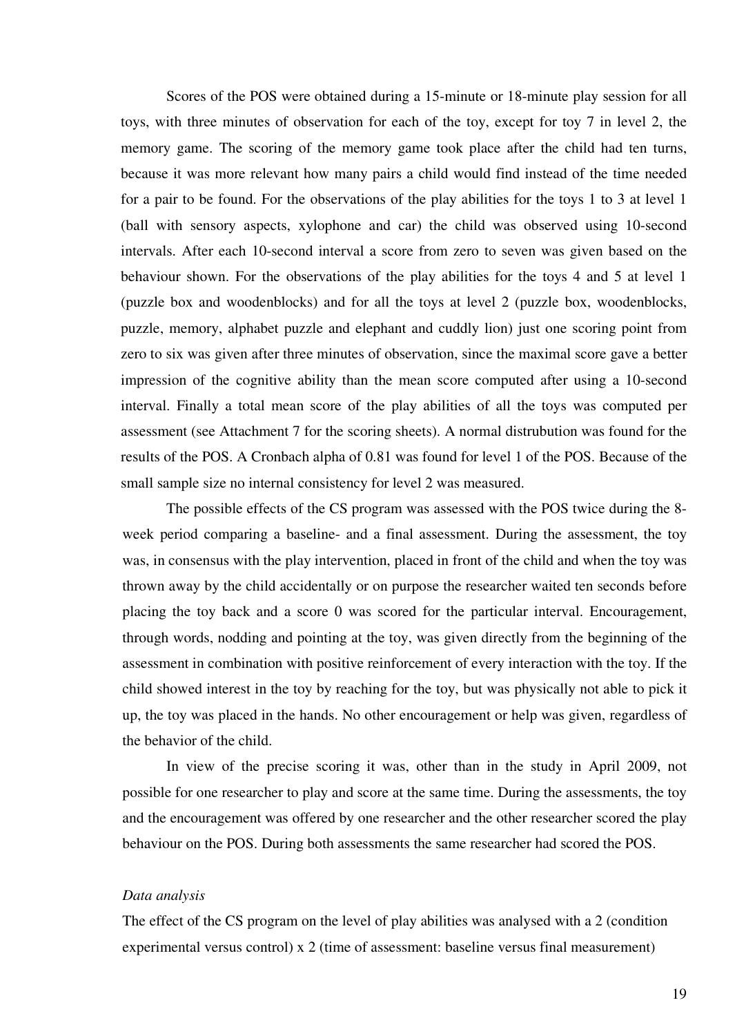Scores of the POS were obtained during a 15-minute or 18-minute play session for all toys, with three minutes of observation for each of the toy, except for toy 7 in level 2, the memory game. The scoring of the memory game took place after the child had ten turns, because it was more relevant how many pairs a child would find instead of the time needed for a pair to be found. For the observations of the play abilities for the toys 1 to 3 at level 1 (ball with sensory aspects, xylophone and car) the child was observed using 10-second intervals. After each 10-second interval a score from zero to seven was given based on the behaviour shown. For the observations of the play abilities for the toys 4 and 5 at level 1 (puzzle box and woodenblocks) and for all the toys at level 2 (puzzle box, woodenblocks, puzzle, memory, alphabet puzzle and elephant and cuddly lion) just one scoring point from zero to six was given after three minutes of observation, since the maximal score gave a better impression of the cognitive ability than the mean score computed after using a 10-second interval. Finally a total mean score of the play abilities of all the toys was computed per assessment (see Attachment 7 for the scoring sheets). A normal distrubution was found for the results of the POS. A Cronbach alpha of 0.81 was found for level 1 of the POS. Because of the small sample size no internal consistency for level 2 was measured.

The possible effects of the CS program was assessed with the POS twice during the 8-week period comparing a baseline- and a final assessment. During the assessment, the toy was, in consensus with the play intervention, placed in front of the child and when the toy was thrown away by the child accidentally or on purpose the researcher waited ten seconds before placing the toy back and a score 0 was scored for the particular interval. Encouragement, through words, nodding and pointing at the toy, was given directly from the beginning of the assessment in combination with positive reinforcement of every interaction with the toy. If the child showed interest in the toy by reaching for the toy, but was physically not able to pick it up, the toy was placed in the hands. No other encouragement or help was given, regardless of the behavior of the child.

In view of the precise scoring it was, other than in the study in April 2009, not possible for one researcher to play and score at the same time. During the assessments, the toy and the encouragement was offered by one researcher and the other researcher scored the play behaviour on the POS. During both assessments the same researcher had scored the POS.

*Data analysis*

The effect of the CS program on the level of play abilities was analysed with a 2 (condition experimental versus control) x 2 (time of assessment: baseline versus final measurement)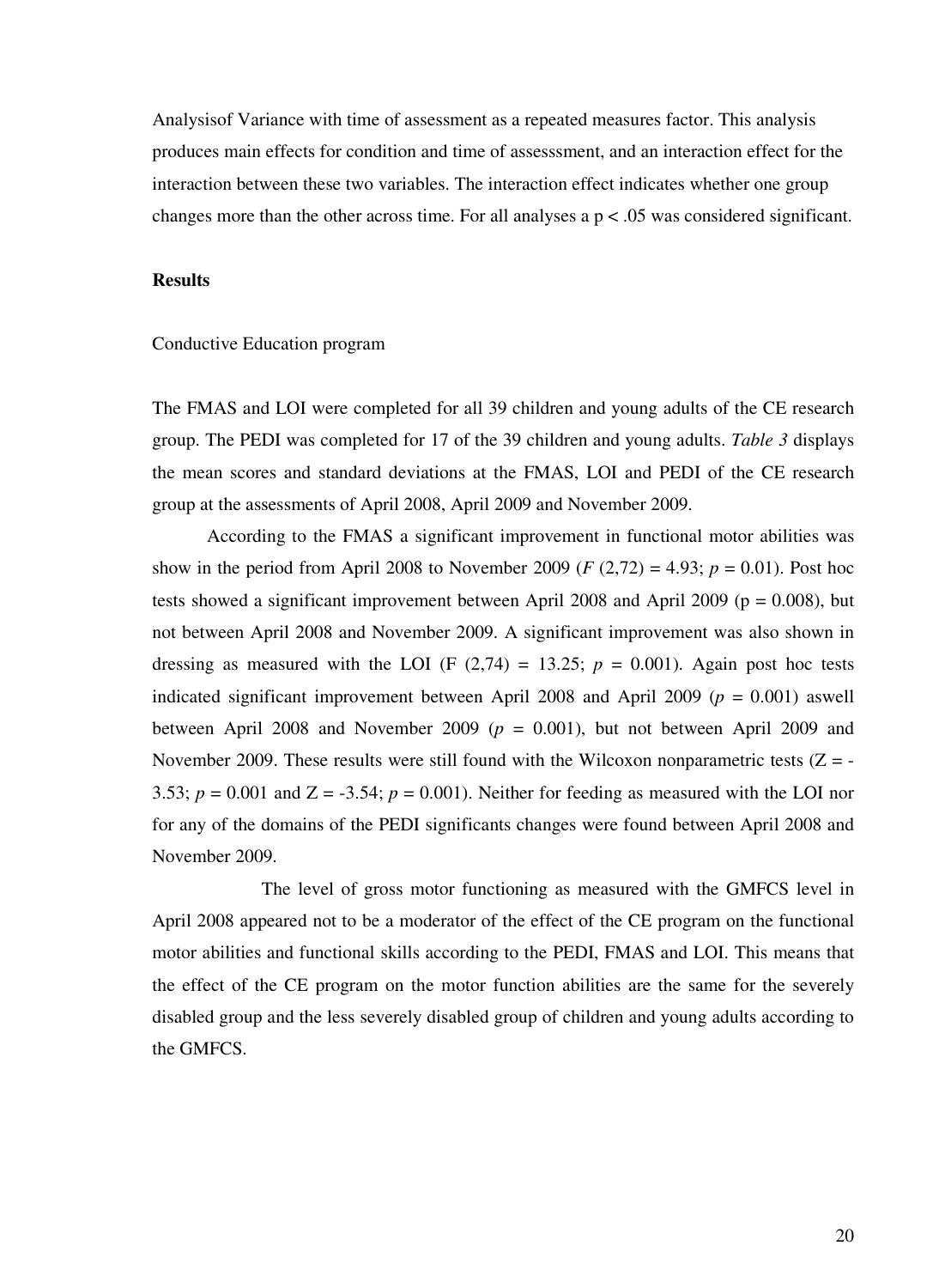Analysisof Variance with time of assessment as a repeated measures factor. This analysis produces main effects for condition and time of assesssment, and an interaction effect for the interaction between these two variables. The interaction effect indicates whether one group changes more than the other across time. For all analyses a $p < .05$ was considered significant.

**Results**

Conductive Education program

The FMAS and LOI were completed for all 39 children and young adults of the CE research group. The PEDI was completed for 17 of the 39 children and young adults. *Table 3* displays the mean scores and standard deviations at the FMAS, LOI and PEDI of the CE research group at the assessments of April 2008, April 2009 and November 2009.

According to the FMAS a significant improvement in functional motor abilities was show in the period from April 2008 to November 2009 ($F$ (2,72) = 4.93; $p$ = 0.01). Post hoc tests showed a significant improvement between April 2008 and April 2009 (p = 0.008), but not between April 2008 and November 2009. A significant improvement was also shown in dressing as measured with the LOI (F (2,74) = 13.25; $p$ = 0.001). Again post hoc tests indicated significant improvement between April 2008 and April 2009 ($p$ = 0.001) aswell between April 2008 and November 2009 ($p$ = 0.001), but not between April 2009 and November 2009. These results were still found with the Wilcoxon nonparametric tests (Z = -3.53; $p$ = 0.001 and Z = -3.54; $p$ = 0.001). Neither for feeding as measured with the LOI nor for any of the domains of the PEDI significants changes were found between April 2008 and November 2009.

The level of gross motor functioning as measured with the GMFCS level in April 2008 appeared not to be a moderator of the effect of the CE program on the functional motor abilities and functional skills according to the PEDI, FMAS and LOI. This means that the effect of the CE program on the motor function abilities are the same for the severely disabled group and the less severely disabled group of children and young adults according to the GMFCS.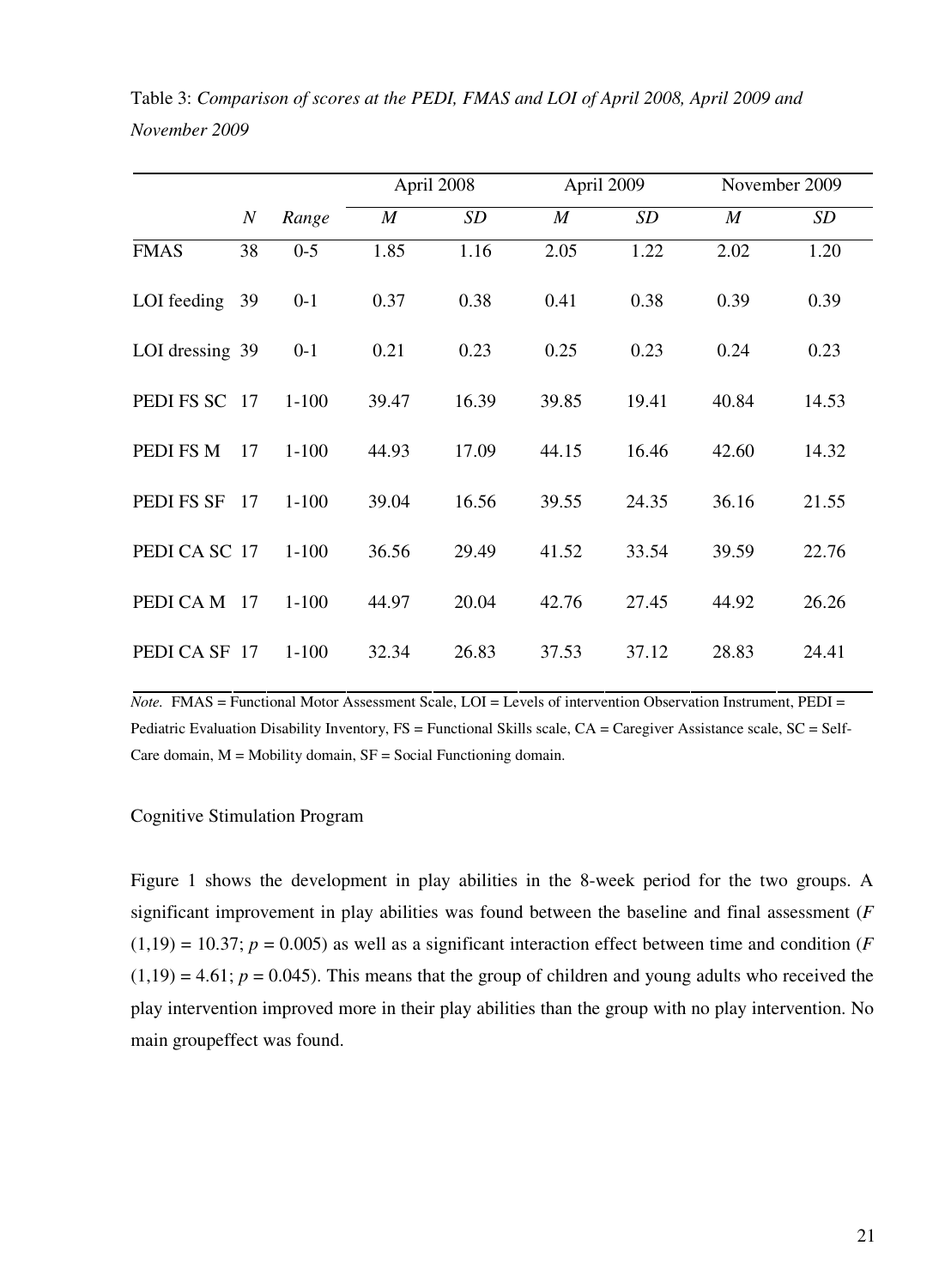Table 3: *Comparison of scores at the PEDI, FMAS and LOI of April 2008, April 2009 and November 2009*

| | *N* | *Range* | April 2008 | | April 2009 | | November 2009 | |
|---|---|---|---|---|---|---|---|---|
| | | | *M* | *SD* | *M* | *SD* | *M* | *SD* |
| FMAS | 38 | 0-5 | 1.85 | 1.16 | 2.05 | 1.22 | 2.02 | 1.20 |
| LOI feeding | 39 | 0-1 | 0.37 | 0.38 | 0.41 | 0.38 | 0.39 | 0.39 |
| LOI dressing | 39 | 0-1 | 0.21 | 0.23 | 0.25 | 0.23 | 0.24 | 0.23 |
| PEDI FS SC | 17 | 1-100 | 39.47 | 16.39 | 39.85 | 19.41 | 40.84 | 14.53 |
| PEDI FS M | 17 | 1-100 | 44.93 | 17.09 | 44.15 | 16.46 | 42.60 | 14.32 |
| PEDI FS SF | 17 | 1-100 | 39.04 | 16.56 | 39.55 | 24.35 | 36.16 | 21.55 |
| PEDI CA SC | 17 | 1-100 | 36.56 | 29.49 | 41.52 | 33.54 | 39.59 | 22.76 |
| PEDI CA M | 17 | 1-100 | 44.97 | 20.04 | 42.76 | 27.45 | 44.92 | 26.26 |
| PEDI CA SF | 17 | 1-100 | 32.34 | 26.83 | 37.53 | 37.12 | 28.83 | 24.41 |

*Note.* FMAS = Functional Motor Assessment Scale, LOI = Levels of intervention Observation Instrument, PEDI = Pediatric Evaluation Disability Inventory, FS = Functional Skills scale, CA = Caregiver Assistance scale, SC = Self-Care domain, M = Mobility domain, SF = Social Functioning domain.

Cognitive Stimulation Program

Figure 1 shows the development in play abilities in the 8-week period for the two groups. A significant improvement in play abilities was found between the baseline and final assessment ($F$ $(1,19) = 10.37$; $p = 0.005$) as well as a significant interaction effect between time and condition ($F$ $(1,19) = 4.61$; $p = 0.045$). This means that the group of children and young adults who received the play intervention improved more in their play abilities than the group with no play intervention. No main groupeffect was found.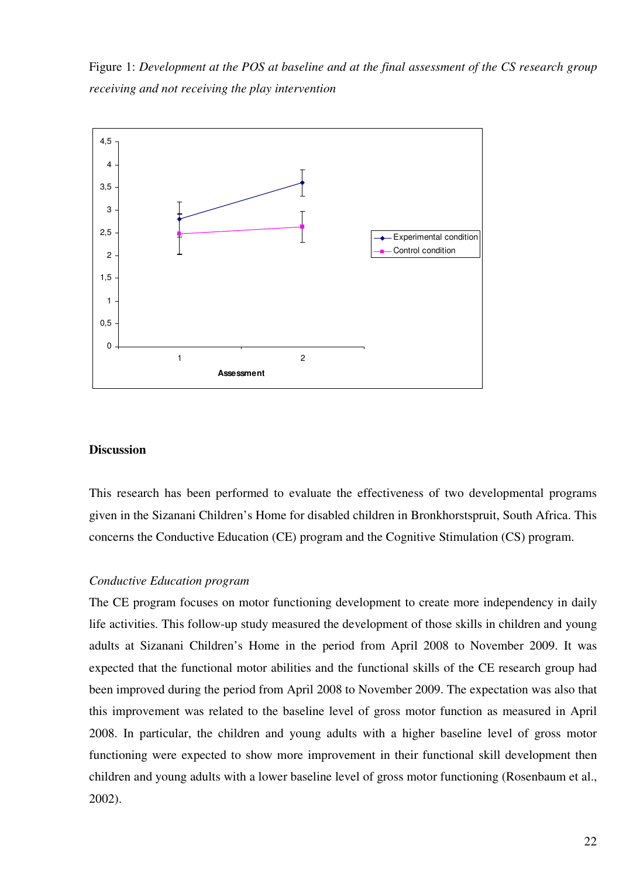Figure 1: *Development at the POS at baseline and at the final assessment of the CS research group receiving and not receiving the play intervention*

## Discussion

This research has been performed to evaluate the effectiveness of two developmental programs given in the Sizanani Children's Home for disabled children in Bronkhorstspruit, South Africa. This concerns the Conductive Education (CE) program and the Cognitive Stimulation (CS) program.

*Conductive Education program*

The CE program focuses on motor functioning development to create more independency in daily life activities. This follow-up study measured the development of those skills in children and young adults at Sizanani Children's Home in the period from April 2008 to November 2009. It was expected that the functional motor abilities and the functional skills of the CE research group had been improved during the period from April 2008 to November 2009. The expectation was also that this improvement was related to the baseline level of gross motor function as measured in April 2008. In particular, the children and young adults with a higher baseline level of gross motor functioning were expected to show more improvement in their functional skill development then children and young adults with a lower baseline level of gross motor functioning (Rosenbaum et al., 2002).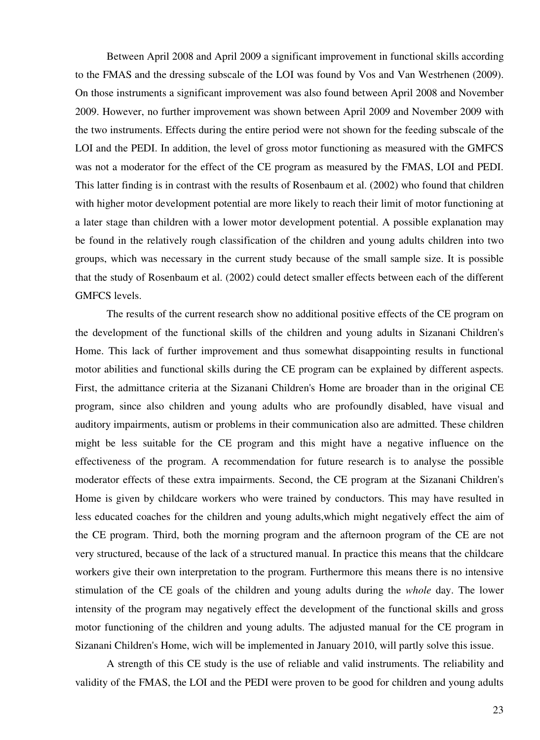Between April 2008 and April 2009 a significant improvement in functional skills according to the FMAS and the dressing subscale of the LOI was found by Vos and Van Westrhenen (2009). On those instruments a significant improvement was also found between April 2008 and November 2009. However, no further improvement was shown between April 2009 and November 2009 with the two instruments. Effects during the entire period were not shown for the feeding subscale of the LOI and the PEDI. In addition, the level of gross motor functioning as measured with the GMFCS was not a moderator for the effect of the CE program as measured by the FMAS, LOI and PEDI. This latter finding is in contrast with the results of Rosenbaum et al. (2002) who found that children with higher motor development potential are more likely to reach their limit of motor functioning at a later stage than children with a lower motor development potential. A possible explanation may be found in the relatively rough classification of the children and young adults children into two groups, which was necessary in the current study because of the small sample size. It is possible that the study of Rosenbaum et al. (2002) could detect smaller effects between each of the different GMFCS levels.

The results of the current research show no additional positive effects of the CE program on the development of the functional skills of the children and young adults in Sizanani Children's Home. This lack of further improvement and thus somewhat disappointing results in functional motor abilities and functional skills during the CE program can be explained by different aspects. First, the admittance criteria at the Sizanani Children's Home are broader than in the original CE program, since also children and young adults who are profoundly disabled, have visual and auditory impairments, autism or problems in their communication also are admitted. These children might be less suitable for the CE program and this might have a negative influence on the effectiveness of the program. A recommendation for future research is to analyse the possible moderator effects of these extra impairments. Second, the CE program at the Sizanani Children's Home is given by childcare workers who were trained by conductors. This may have resulted in less educated coaches for the children and young adults,which might negatively effect the aim of the CE program. Third, both the morning program and the afternoon program of the CE are not very structured, because of the lack of a structured manual. In practice this means that the childcare workers give their own interpretation to the program. Furthermore this means there is no intensive stimulation of the CE goals of the children and young adults during the *whole* day. The lower intensity of the program may negatively effect the development of the functional skills and gross motor functioning of the children and young adults. The adjusted manual for the CE program in Sizanani Children's Home, wich will be implemented in January 2010, will partly solve this issue.

A strength of this CE study is the use of reliable and valid instruments. The reliability and validity of the FMAS, the LOI and the PEDI were proven to be good for children and young adults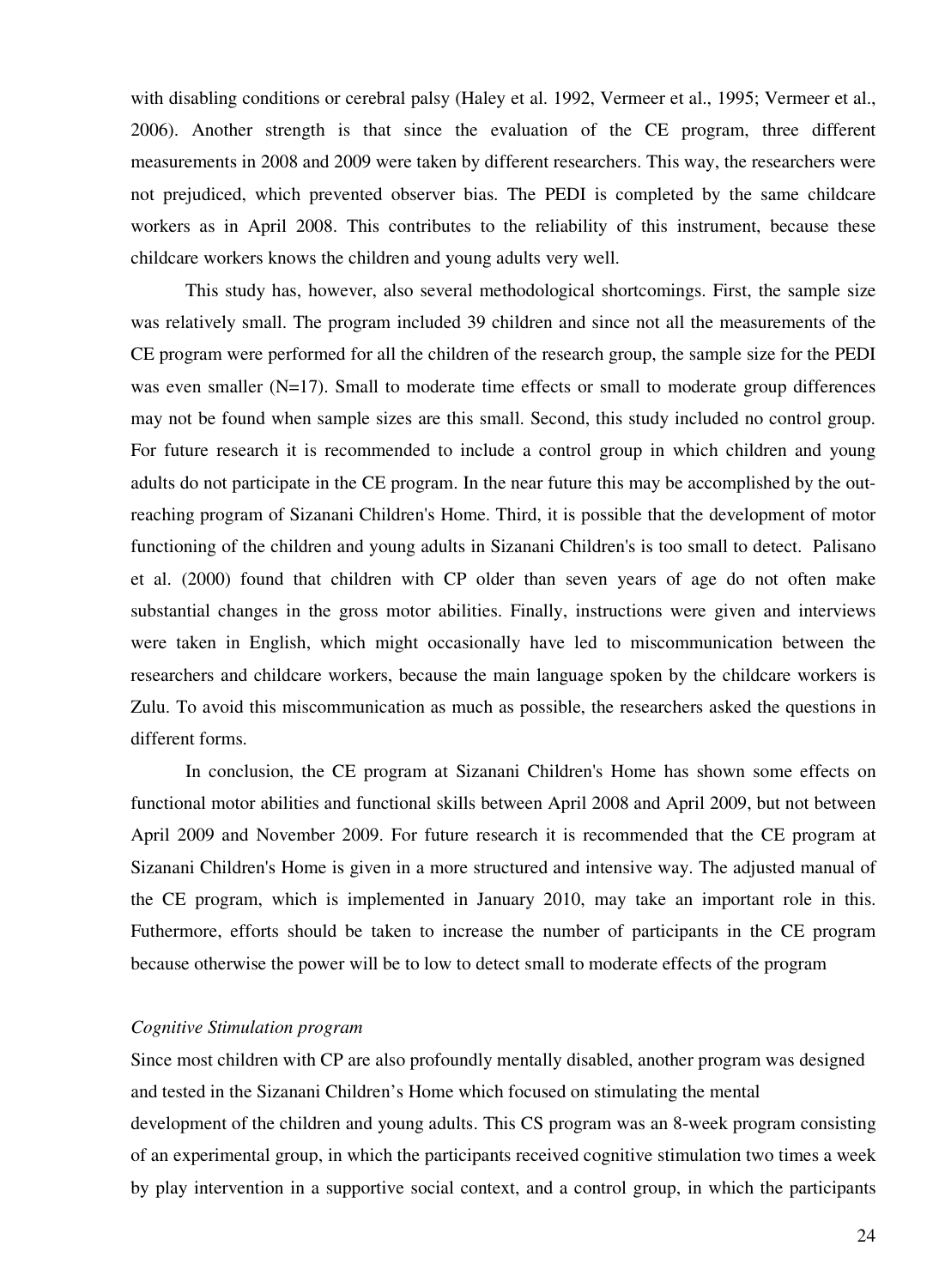with disabling conditions or cerebral palsy (Haley et al. 1992, Vermeer et al., 1995; Vermeer et al., 2006). Another strength is that since the evaluation of the CE program, three different measurements in 2008 and 2009 were taken by different researchers. This way, the researchers were not prejudiced, which prevented observer bias. The PEDI is completed by the same childcare workers as in April 2008. This contributes to the reliability of this instrument, because these childcare workers knows the children and young adults very well.

This study has, however, also several methodological shortcomings. First, the sample size was relatively small. The program included 39 children and since not all the measurements of the CE program were performed for all the children of the research group, the sample size for the PEDI was even smaller (N=17). Small to moderate time effects or small to moderate group differences may not be found when sample sizes are this small. Second, this study included no control group. For future research it is recommended to include a control group in which children and young adults do not participate in the CE program. In the near future this may be accomplished by the out-reaching program of Sizanani Children's Home. Third, it is possible that the development of motor functioning of the children and young adults in Sizanani Children's is too small to detect. Palisano et al. (2000) found that children with CP older than seven years of age do not often make substantial changes in the gross motor abilities. Finally, instructions were given and interviews were taken in English, which might occasionally have led to miscommunication between the researchers and childcare workers, because the main language spoken by the childcare workers is Zulu. To avoid this miscommunication as much as possible, the researchers asked the questions in different forms.

In conclusion, the CE program at Sizanani Children's Home has shown some effects on functional motor abilities and functional skills between April 2008 and April 2009, but not between April 2009 and November 2009. For future research it is recommended that the CE program at Sizanani Children's Home is given in a more structured and intensive way. The adjusted manual of the CE program, which is implemented in January 2010, may take an important role in this. Futhermore, efforts should be taken to increase the number of participants in the CE program because otherwise the power will be to low to detect small to moderate effects of the program

*Cognitive Stimulation program*

Since most children with CP are also profoundly mentally disabled, another program was designed and tested in the Sizanani Children's Home which focused on stimulating the mental development of the children and young adults. This CS program was an 8-week program consisting of an experimental group, in which the participants received cognitive stimulation two times a week by play intervention in a supportive social context, and a control group, in which the participants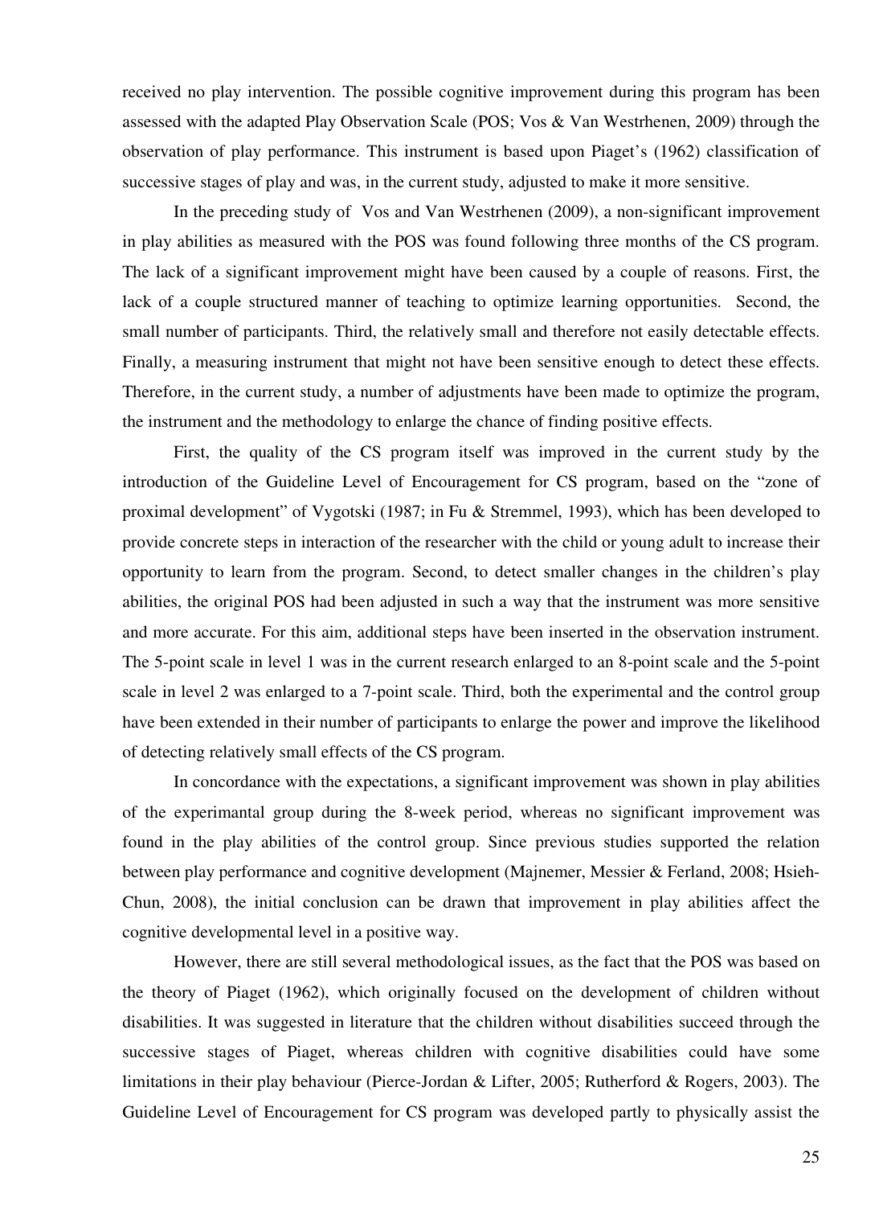received no play intervention. The possible cognitive improvement during this program has been assessed with the adapted Play Observation Scale (POS; Vos & Van Westrhenen, 2009) through the observation of play performance. This instrument is based upon Piaget's (1962) classification of successive stages of play and was, in the current study, adjusted to make it more sensitive.

In the preceding study of Vos and Van Westrhenen (2009), a non-significant improvement in play abilities as measured with the POS was found following three months of the CS program. The lack of a significant improvement might have been caused by a couple of reasons. First, the lack of a couple structured manner of teaching to optimize learning opportunities. Second, the small number of participants. Third, the relatively small and therefore not easily detectable effects. Finally, a measuring instrument that might not have been sensitive enough to detect these effects. Therefore, in the current study, a number of adjustments have been made to optimize the program, the instrument and the methodology to enlarge the chance of finding positive effects.

First, the quality of the CS program itself was improved in the current study by the introduction of the Guideline Level of Encouragement for CS program, based on the "zone of proximal development" of Vygotski (1987; in Fu & Stremmel, 1993), which has been developed to provide concrete steps in interaction of the researcher with the child or young adult to increase their opportunity to learn from the program. Second, to detect smaller changes in the children's play abilities, the original POS had been adjusted in such a way that the instrument was more sensitive and more accurate. For this aim, additional steps have been inserted in the observation instrument. The 5-point scale in level 1 was in the current research enlarged to an 8-point scale and the 5-point scale in level 2 was enlarged to a 7-point scale. Third, both the experimental and the control group have been extended in their number of participants to enlarge the power and improve the likelihood of detecting relatively small effects of the CS program.

In concordance with the expectations, a significant improvement was shown in play abilities of the experimantal group during the 8-week period, whereas no significant improvement was found in the play abilities of the control group. Since previous studies supported the relation between play performance and cognitive development (Majnemer, Messier & Ferland, 2008; Hsieh-Chun, 2008), the initial conclusion can be drawn that improvement in play abilities affect the cognitive developmental level in a positive way.

However, there are still several methodological issues, as the fact that the POS was based on the theory of Piaget (1962), which originally focused on the development of children without disabilities. It was suggested in literature that the children without disabilities succeed through the successive stages of Piaget, whereas children with cognitive disabilities could have some limitations in their play behaviour (Pierce-Jordan & Lifter, 2005; Rutherford & Rogers, 2003). The Guideline Level of Encouragement for CS program was developed partly to physically assist the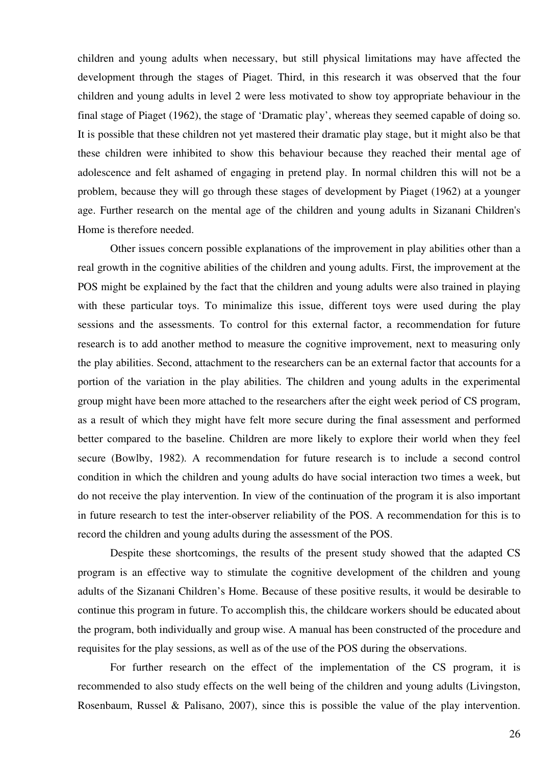children and young adults when necessary, but still physical limitations may have affected the development through the stages of Piaget. Third, in this research it was observed that the four children and young adults in level 2 were less motivated to show toy appropriate behaviour in the final stage of Piaget (1962), the stage of 'Dramatic play', whereas they seemed capable of doing so. It is possible that these children not yet mastered their dramatic play stage, but it might also be that these children were inhibited to show this behaviour because they reached their mental age of adolescence and felt ashamed of engaging in pretend play. In normal children this will not be a problem, because they will go through these stages of development by Piaget (1962) at a younger age. Further research on the mental age of the children and young adults in Sizanani Children's Home is therefore needed.

Other issues concern possible explanations of the improvement in play abilities other than a real growth in the cognitive abilities of the children and young adults. First, the improvement at the POS might be explained by the fact that the children and young adults were also trained in playing with these particular toys. To minimalize this issue, different toys were used during the play sessions and the assessments. To control for this external factor, a recommendation for future research is to add another method to measure the cognitive improvement, next to measuring only the play abilities. Second, attachment to the researchers can be an external factor that accounts for a portion of the variation in the play abilities. The children and young adults in the experimental group might have been more attached to the researchers after the eight week period of CS program, as a result of which they might have felt more secure during the final assessment and performed better compared to the baseline. Children are more likely to explore their world when they feel secure (Bowlby, 1982). A recommendation for future research is to include a second control condition in which the children and young adults do have social interaction two times a week, but do not receive the play intervention. In view of the continuation of the program it is also important in future research to test the inter-observer reliability of the POS. A recommendation for this is to record the children and young adults during the assessment of the POS.

Despite these shortcomings, the results of the present study showed that the adapted CS program is an effective way to stimulate the cognitive development of the children and young adults of the Sizanani Children's Home. Because of these positive results, it would be desirable to continue this program in future. To accomplish this, the childcare workers should be educated about the program, both individually and group wise. A manual has been constructed of the procedure and requisites for the play sessions, as well as of the use of the POS during the observations.

For further research on the effect of the implementation of the CS program, it is recommended to also study effects on the well being of the children and young adults (Livingston, Rosenbaum, Russel & Palisano, 2007), since this is possible the value of the play intervention.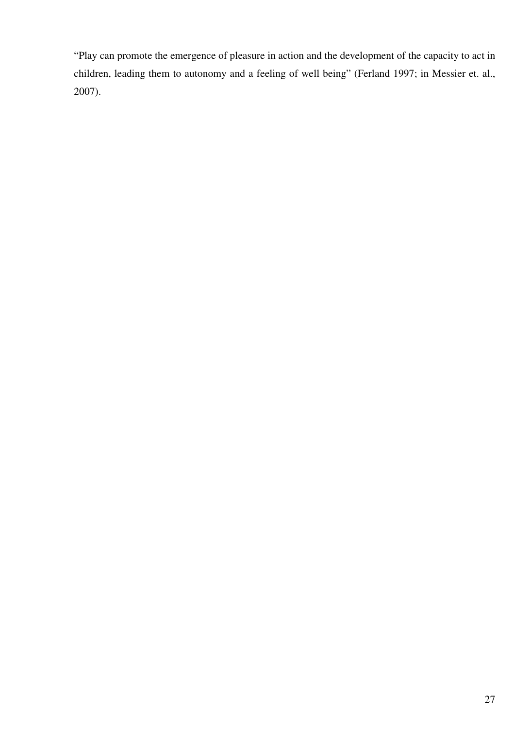"Play can promote the emergence of pleasure in action and the development of the capacity to act in children, leading them to autonomy and a feeling of well being" (Ferland 1997; in Messier et. al., 2007).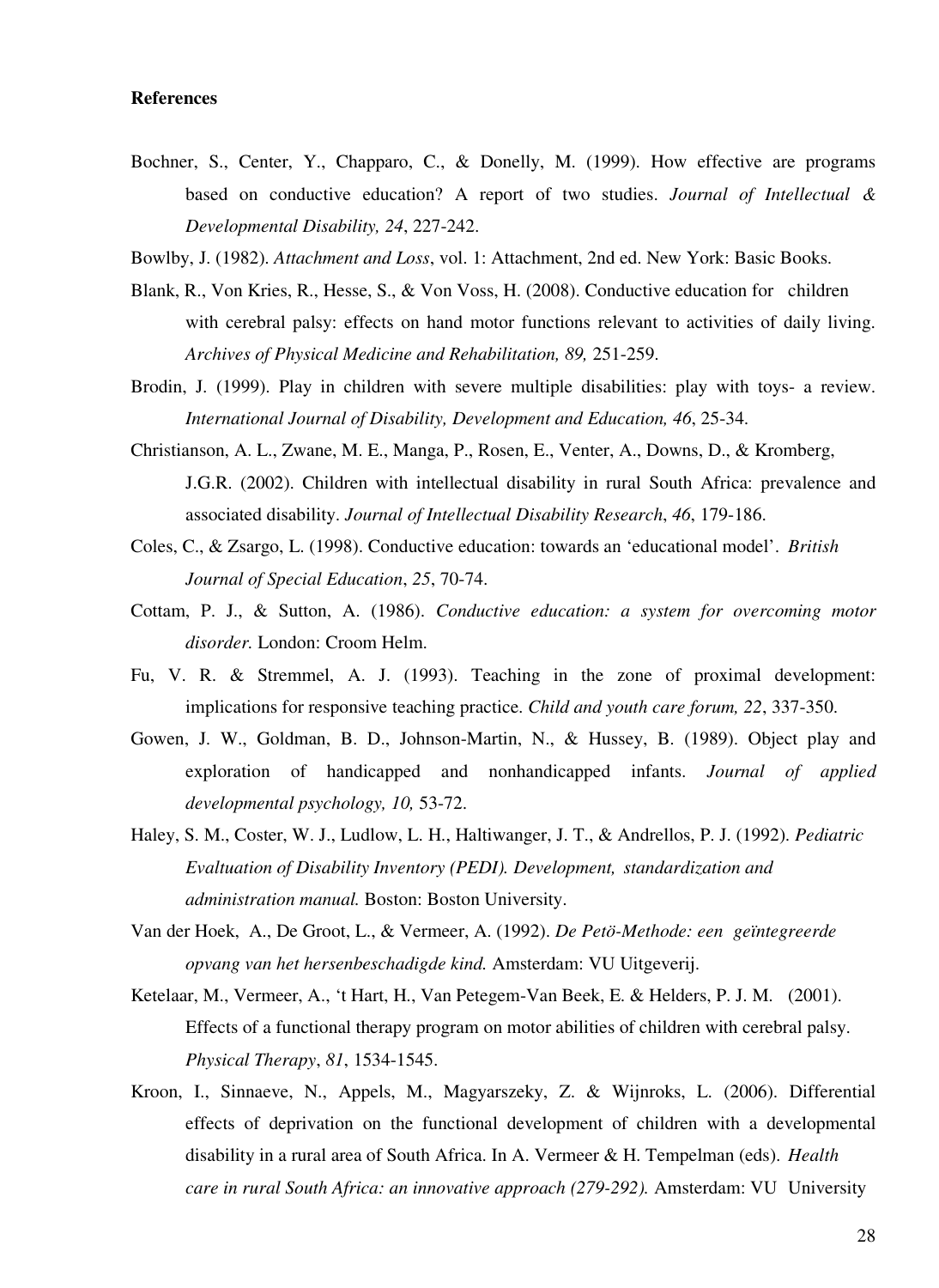**References**

Bochner, S., Center, Y., Chapparo, C., & Donelly, M. (1999). How effective are programs based on conductive education? A report of two studies. *Journal of Intellectual & Developmental Disability, 24*, 227-242.

Bowlby, J. (1982). *Attachment and Loss*, vol. 1: Attachment, 2nd ed. New York: Basic Books.

Blank, R., Von Kries, R., Hesse, S., & Von Voss, H. (2008). Conductive education for children with cerebral palsy: effects on hand motor functions relevant to activities of daily living. *Archives of Physical Medicine and Rehabilitation, 89,* 251-259.

Brodin, J. (1999). Play in children with severe multiple disabilities: play with toys- a review. *International Journal of Disability, Development and Education, 46*, 25-34.

Christianson, A. L., Zwane, M. E., Manga, P., Rosen, E., Venter, A., Downs, D., & Kromberg, J.G.R. (2002). Children with intellectual disability in rural South Africa: prevalence and associated disability. *Journal of Intellectual Disability Research*, *46*, 179-186.

Coles, C., & Zsargo, L. (1998). Conductive education: towards an 'educational model'. *British Journal of Special Education*, *25*, 70-74.

Cottam, P. J., & Sutton, A. (1986). *Conductive education: a system for overcoming motor disorder.* London: Croom Helm.

Fu, V. R. & Stremmel, A. J. (1993). Teaching in the zone of proximal development: implications for responsive teaching practice. *Child and youth care forum, 22*, 337-350.

Gowen, J. W., Goldman, B. D., Johnson-Martin, N., & Hussey, B. (1989). Object play and exploration of handicapped and nonhandicapped infants. *Journal of applied developmental psychology, 10,* 53-72.

Haley, S. M., Coster, W. J., Ludlow, L. H., Haltiwanger, J. T., & Andrellos, P. J. (1992). *Pediatric Evaltuation of Disability Inventory (PEDI). Development, standardization and administration manual.* Boston: Boston University.

Van der Hoek, A., De Groot, L., & Vermeer, A. (1992). *De Petö-Methode: een geïntegreerde opvang van het hersenbeschadigde kind.* Amsterdam: VU Uitgeverij.

Ketelaar, M., Vermeer, A., 't Hart, H., Van Petegem-Van Beek, E. & Helders, P. J. M. (2001). Effects of a functional therapy program on motor abilities of children with cerebral palsy. *Physical Therapy*, *81*, 1534-1545.

Kroon, I., Sinnaeve, N., Appels, M., Magyarszeky, Z. & Wijnroks, L. (2006). Differential effects of deprivation on the functional development of children with a developmental disability in a rural area of South Africa. In A. Vermeer & H. Tempelman (eds). *Health care in rural South Africa: an innovative approach (279-292).* Amsterdam: VU University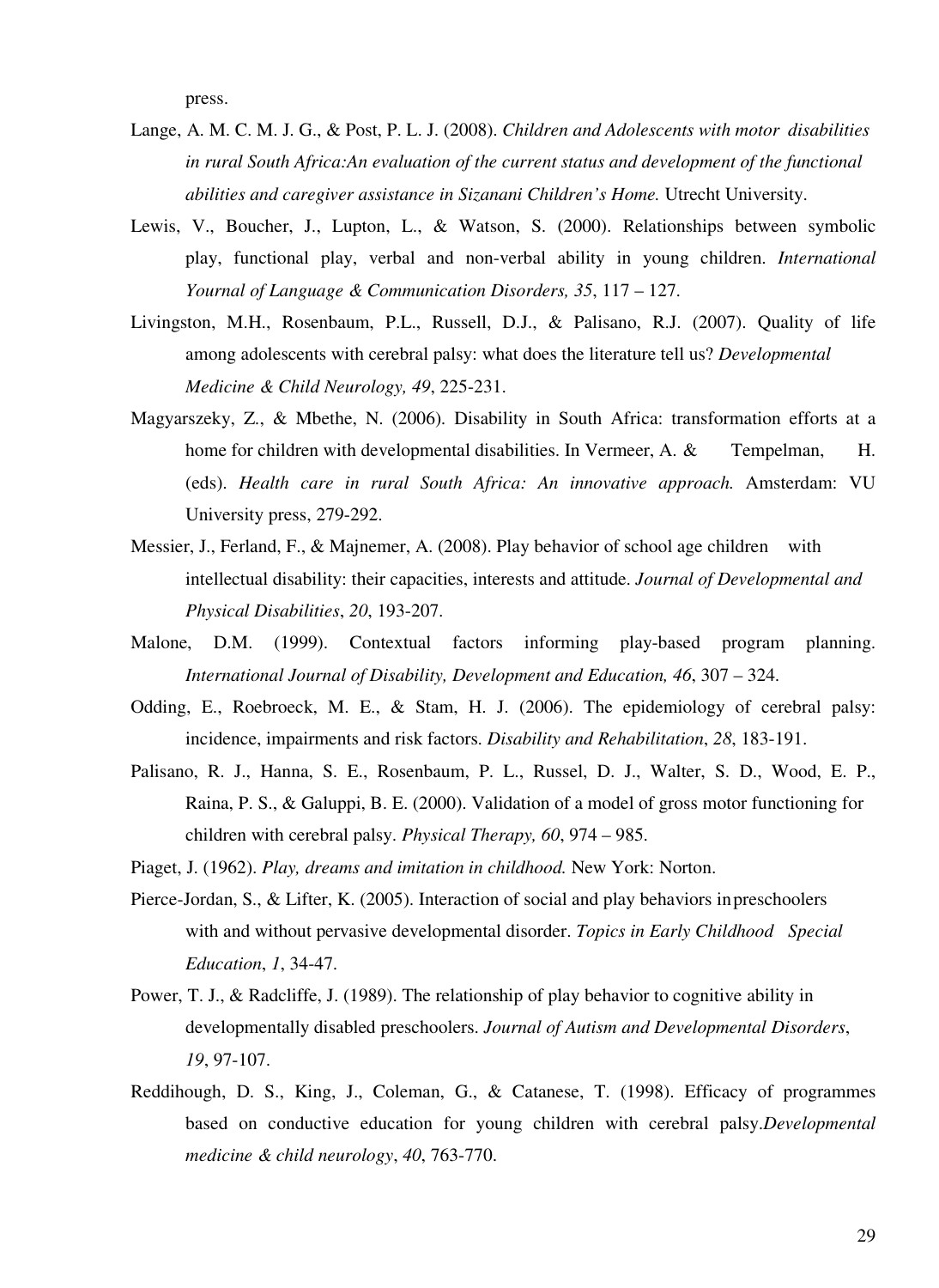press.

Lange, A. M. C. M. J. G., & Post, P. L. J. (2008). *Children and Adolescents with motor disabilities in rural South Africa:An evaluation of the current status and development of the functional abilities and caregiver assistance in Sizanani Children's Home.* Utrecht University.

Lewis, V., Boucher, J., Lupton, L., & Watson, S. (2000). Relationships between symbolic play, functional play, verbal and non-verbal ability in young children. *International Yournal of Language & Communication Disorders, 35*, 117 – 127.

Livingston, M.H., Rosenbaum, P.L., Russell, D.J., & Palisano, R.J. (2007). Quality of life among adolescents with cerebral palsy: what does the literature tell us? *Developmental Medicine & Child Neurology, 49*, 225-231.

Magyarszeky, Z., & Mbethe, N. (2006). Disability in South Africa: transformation efforts at a home for children with developmental disabilities. In Vermeer, A. & Tempelman, H. (eds). *Health care in rural South Africa: An innovative approach.* Amsterdam: VU University press, 279-292.

Messier, J., Ferland, F., & Majnemer, A. (2008). Play behavior of school age children with intellectual disability: their capacities, interests and attitude. *Journal of Developmental and Physical Disabilities*, *20*, 193-207.

Malone, D.M. (1999). Contextual factors informing play-based program planning. *International Journal of Disability, Development and Education, 46*, 307 – 324.

Odding, E., Roebroeck, M. E., & Stam, H. J. (2006). The epidemiology of cerebral palsy: incidence, impairments and risk factors. *Disability and Rehabilitation*, *28*, 183-191.

Palisano, R. J., Hanna, S. E., Rosenbaum, P. L., Russel, D. J., Walter, S. D., Wood, E. P., Raina, P. S., & Galuppi, B. E. (2000). Validation of a model of gross motor functioning for children with cerebral palsy. *Physical Therapy, 60*, 974 – 985.

Piaget, J. (1962). *Play, dreams and imitation in childhood.* New York: Norton.

Pierce-Jordan, S., & Lifter, K. (2005). Interaction of social and play behaviors in preschoolers with and without pervasive developmental disorder. *Topics in Early Childhood Special Education*, *1*, 34-47.

Power, T. J., & Radcliffe, J. (1989). The relationship of play behavior to cognitive ability in developmentally disabled preschoolers. *Journal of Autism and Developmental Disorders*, *19*, 97-107.

Reddihough, D. S., King, J., Coleman, G., & Catanese, T. (1998). Efficacy of programmes based on conductive education for young children with cerebral palsy.*Developmental medicine & child neurology*, *40*, 763-770.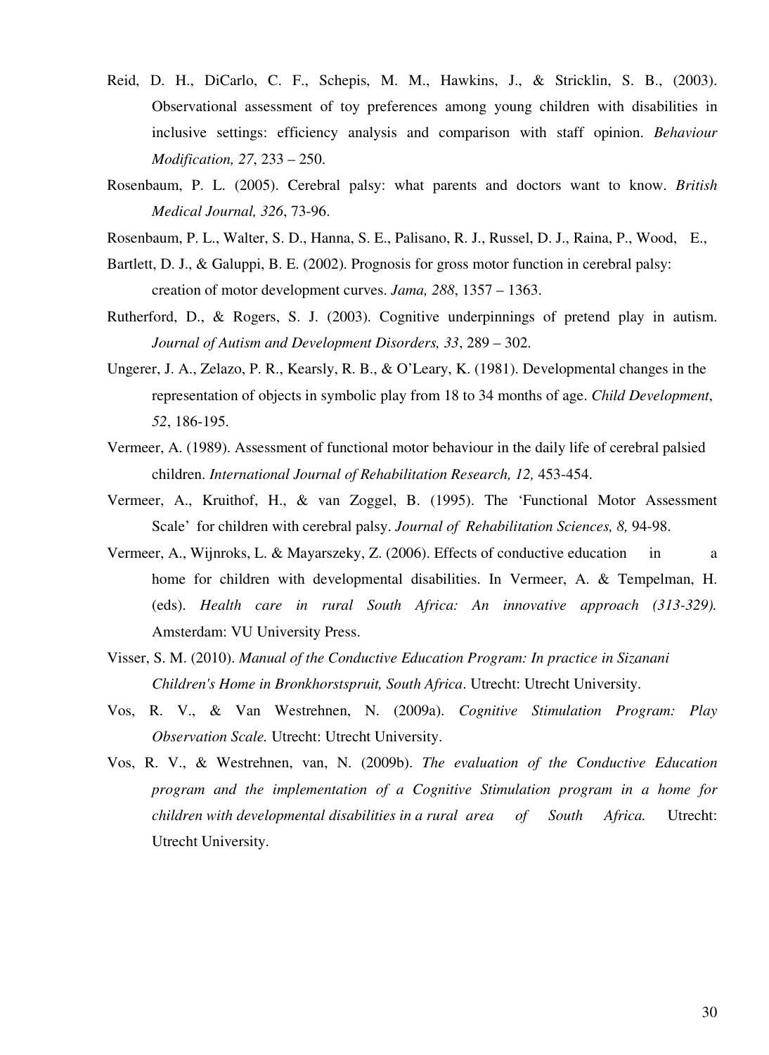Reid, D. H., DiCarlo, C. F., Schepis, M. M., Hawkins, J., & Stricklin, S. B., (2003). Observational assessment of toy preferences among young children with disabilities in inclusive settings: efficiency analysis and comparison with staff opinion. *Behaviour Modification, 27*, 233 – 250.

Rosenbaum, P. L. (2005). Cerebral palsy: what parents and doctors want to know. *British Medical Journal, 326*, 73-96.

Rosenbaum, P. L., Walter, S. D., Hanna, S. E., Palisano, R. J., Russel, D. J., Raina, P., Wood, E.,

Bartlett, D. J., & Galuppi, B. E. (2002). Prognosis for gross motor function in cerebral palsy: creation of motor development curves. *Jama, 288*, 1357 – 1363.

Rutherford, D., & Rogers, S. J. (2003). Cognitive underpinnings of pretend play in autism. *Journal of Autism and Development Disorders, 33*, 289 – 302.

Ungerer, J. A., Zelazo, P. R., Kearsly, R. B., & O'Leary, K. (1981). Developmental changes in the representation of objects in symbolic play from 18 to 34 months of age. *Child Development*, *52*, 186-195.

Vermeer, A. (1989). Assessment of functional motor behaviour in the daily life of cerebral palsied children. *International Journal of Rehabilitation Research, 12,* 453-454.

Vermeer, A., Kruithof, H., & van Zoggel, B. (1995). The 'Functional Motor Assessment Scale' for children with cerebral palsy. *Journal of Rehabilitation Sciences, 8,* 94-98.

Vermeer, A., Wijnroks, L. & Mayarszeky, Z. (2006). Effects of conductive education in a home for children with developmental disabilities. In Vermeer, A. & Tempelman, H. (eds). *Health care in rural South Africa: An innovative approach (313-329).* Amsterdam: VU University Press.

Visser, S. M. (2010). *Manual of the Conductive Education Program: In practice in Sizanani Children's Home in Bronkhorstspruit, South Africa*. Utrecht: Utrecht University.

Vos, R. V., & Van Westrehnen, N. (2009a). *Cognitive Stimulation Program: Play Observation Scale.* Utrecht: Utrecht University.

Vos, R. V., & Westrehnen, van, N. (2009b). *The evaluation of the Conductive Education program and the implementation of a Cognitive Stimulation program in a home for children with developmental disabilities in a rural area of South Africa.* Utrecht: Utrecht University.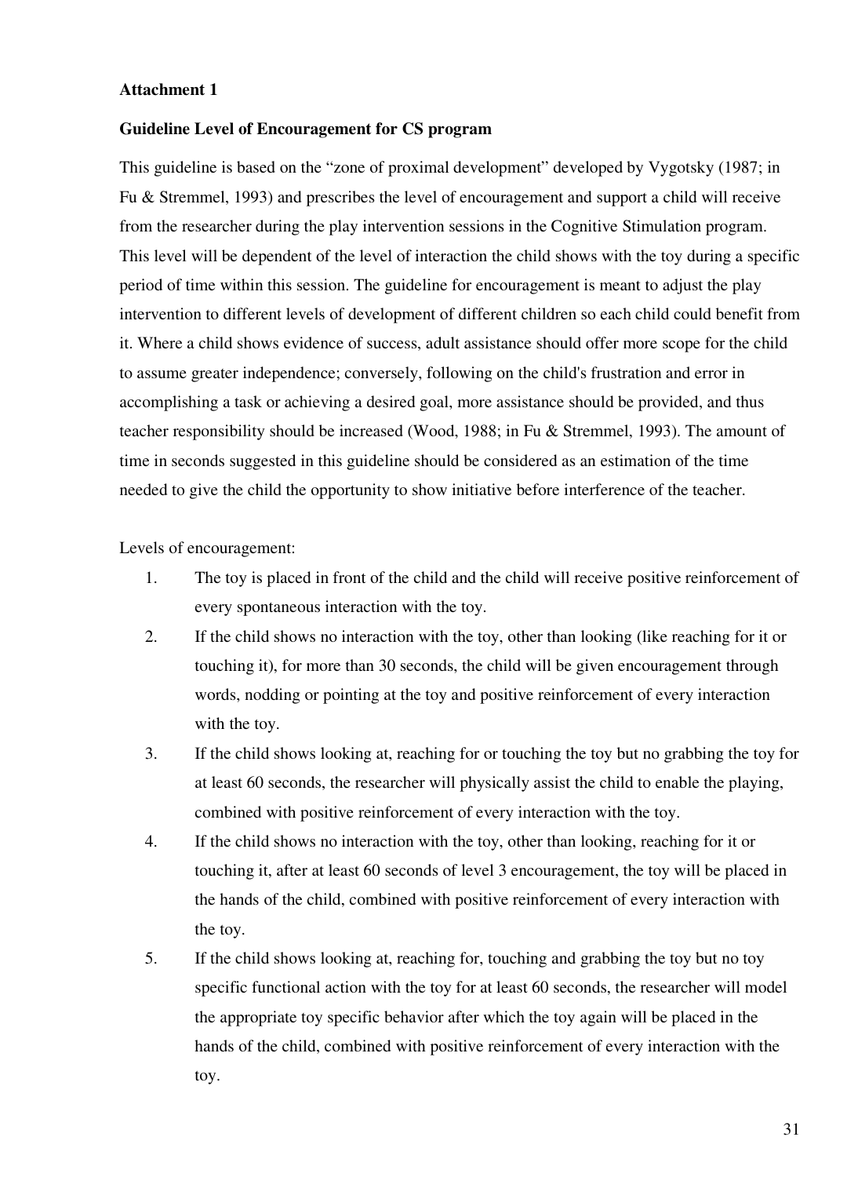**Attachment 1**

**Guideline Level of Encouragement for CS program**

This guideline is based on the "zone of proximal development" developed by Vygotsky (1987; in Fu & Stremmel, 1993) and prescribes the level of encouragement and support a child will receive from the researcher during the play intervention sessions in the Cognitive Stimulation program. This level will be dependent of the level of interaction the child shows with the toy during a specific period of time within this session. The guideline for encouragement is meant to adjust the play intervention to different levels of development of different children so each child could benefit from it. Where a child shows evidence of success, adult assistance should offer more scope for the child to assume greater independence; conversely, following on the child's frustration and error in accomplishing a task or achieving a desired goal, more assistance should be provided, and thus teacher responsibility should be increased (Wood, 1988; in Fu & Stremmel, 1993). The amount of time in seconds suggested in this guideline should be considered as an estimation of the time needed to give the child the opportunity to show initiative before interference of the teacher.

Levels of encouragement:

1. The toy is placed in front of the child and the child will receive positive reinforcement of every spontaneous interaction with the toy.
2. If the child shows no interaction with the toy, other than looking (like reaching for it or touching it), for more than 30 seconds, the child will be given encouragement through words, nodding or pointing at the toy and positive reinforcement of every interaction with the toy.
3. If the child shows looking at, reaching for or touching the toy but no grabbing the toy for at least 60 seconds, the researcher will physically assist the child to enable the playing, combined with positive reinforcement of every interaction with the toy.
4. If the child shows no interaction with the toy, other than looking, reaching for it or touching it, after at least 60 seconds of level 3 encouragement, the toy will be placed in the hands of the child, combined with positive reinforcement of every interaction with the toy.
5. If the child shows looking at, reaching for, touching and grabbing the toy but no toy specific functional action with the toy for at least 60 seconds, the researcher will model the appropriate toy specific behavior after which the toy again will be placed in the hands of the child, combined with positive reinforcement of every interaction with the toy.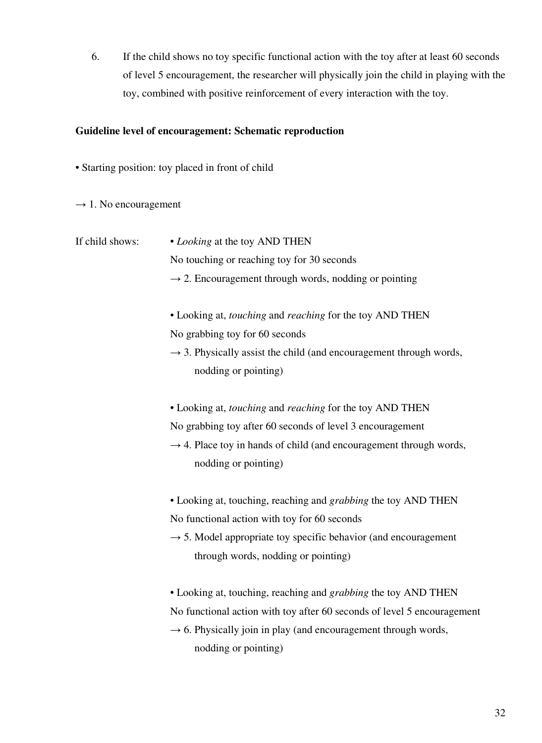6. If the child shows no toy specific functional action with the toy after at least 60 seconds of level 5 encouragement, the researcher will physically join the child in playing with the toy, combined with positive reinforcement of every interaction with the toy.

**Guideline level of encouragement: Schematic reproduction**

• Starting position: toy placed in front of child

→ 1. No encouragement

If child shows:

• *Looking* at the toy AND THEN
No touching or reaching toy for 30 seconds
→ 2. Encouragement through words, nodding or pointing

• Looking at, *touching* and *reaching* for the toy AND THEN
No grabbing toy for 60 seconds
→ 3. Physically assist the child (and encouragement through words, nodding or pointing)

• Looking at, *touching* and *reaching* for the toy AND THEN
No grabbing toy after 60 seconds of level 3 encouragement
→ 4. Place toy in hands of child (and encouragement through words, nodding or pointing)

• Looking at, touching, reaching and *grabbing* the toy AND THEN
No functional action with toy for 60 seconds
→ 5. Model appropriate toy specific behavior (and encouragement through words, nodding or pointing)

• Looking at, touching, reaching and *grabbing* the toy AND THEN
No functional action with toy after 60 seconds of level 5 encouragement
→ 6. Physically join in play (and encouragement through words, nodding or pointing)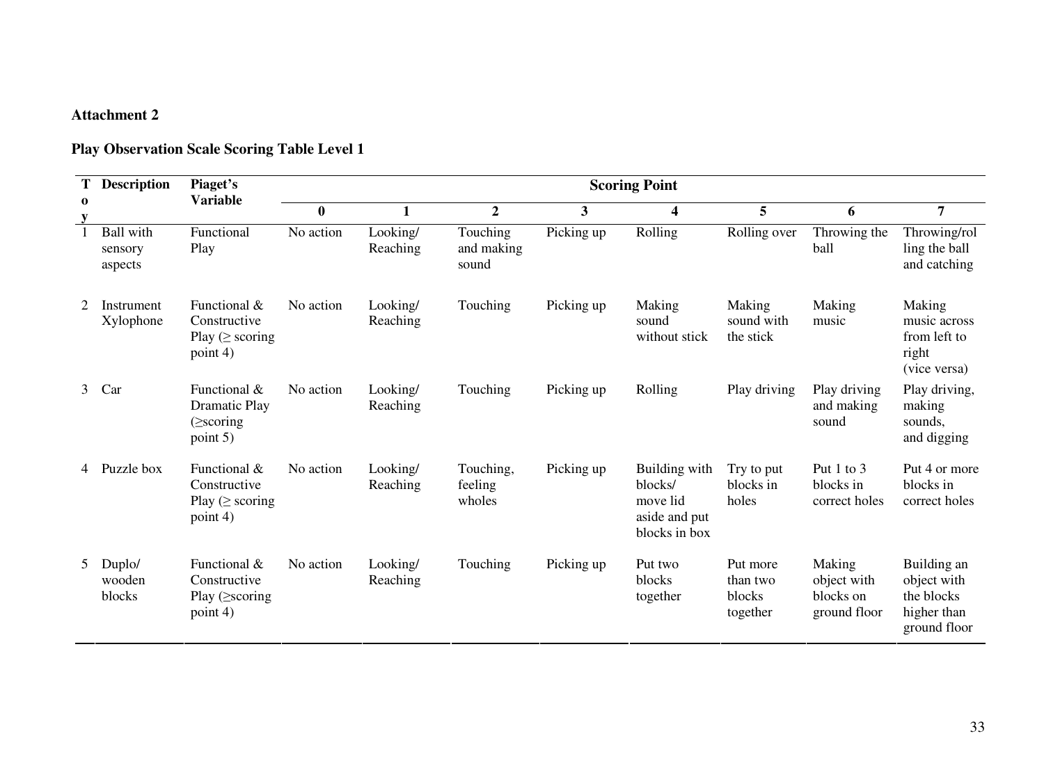**Attachment 2**

**Play Observation Scale Scoring Table Level 1**

| Toy | Description | Piaget's Variable | Scoring Point | | | | | | | |
|---|---|---|---|---|---|---|---|---|---|---|
| | | | **0** | **1** | **2** | **3** | **4** | **5** | **6** | **7** |
| 1 | Ball with sensory aspects | Functional Play | No action | Looking/ Reaching | Touching and making sound | Picking up | Rolling | Rolling over | Throwing the ball | Throwing/rolling the ball and catching |
| 2 | Instrument Xylophone | Functional & Constructive Play (≥ scoring point 4) | No action | Looking/ Reaching | Touching | Picking up | Making sound without stick | Making sound with the stick | Making music | Making music across from left to right (vice versa) |
| 3 | Car | Functional & Dramatic Play (≥scoring point 5) | No action | Looking/ Reaching | Touching | Picking up | Rolling | Play driving | Play driving and making sound | Play driving, making sounds, and digging |
| 4 | Puzzle box | Functional & Constructive Play (≥ scoring point 4) | No action | Looking/ Reaching | Touching, feeling wholes | Picking up | Building with blocks/ move lid aside and put blocks in box | Try to put blocks in holes | Put 1 to 3 blocks in correct holes | Put 4 or more blocks in correct holes |
| 5 | Duplo/ wooden blocks | Functional & Constructive Play (≥scoring point 4) | No action | Looking/ Reaching | Touching | Picking up | Put two blocks together | Put more than two blocks together | Making object with blocks on ground floor | Building an object with the blocks higher than ground floor |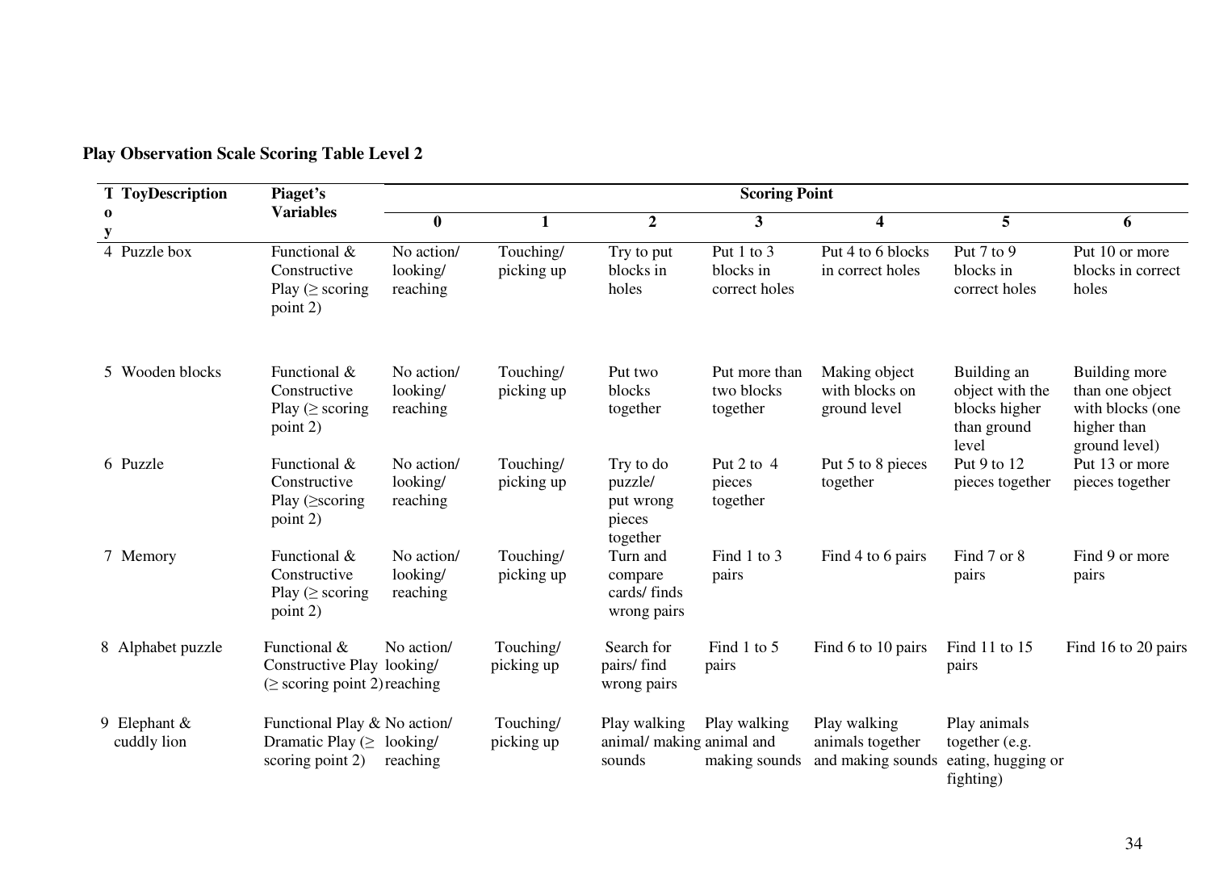**Play Observation Scale Scoring Table Level 2**

| Toy | ToyDescription | Piaget's Variables | Scoring Point | | | | | | |
|---|---|---|---|---|---|---|---|---|---|
| | | | 0 | 1 | 2 | 3 | 4 | 5 | 6 |
| 4 | Puzzle box | Functional & Constructive Play (≥ scoring point 2) | No action/ looking/ reaching | Touching/ picking up | Try to put blocks in holes | Put 1 to 3 blocks in correct holes | Put 4 to 6 blocks in correct holes | Put 7 to 9 blocks in correct holes | Put 10 or more blocks in correct holes |
| 5 | Wooden blocks | Functional & Constructive Play (≥ scoring point 2) | No action/ looking/ reaching | Touching/ picking up | Put two blocks together | Put more than two blocks together | Making object with blocks on ground level | Building an object with the blocks higher than ground level | Building more than one object with blocks (one higher than ground level) |
| 6 | Puzzle | Functional & Constructive Play (≥scoring point 2) | No action/ looking/ reaching | Touching/ picking up | Try to do puzzle/ put wrong pieces together | Put 2 to 4 pieces together | Put 5 to 8 pieces together | Put 9 to 12 pieces together | Put 13 or more pieces together |
| 7 | Memory | Functional & Constructive Play (≥ scoring point 2) | No action/ looking/ reaching | Touching/ picking up | Turn and compare cards/ finds wrong pairs | Find 1 to 3 pairs | Find 4 to 6 pairs | Find 7 or 8 pairs | Find 9 or more pairs |
| 8 | Alphabet puzzle | Functional & Constructive Play (≥ scoring point 2) | No action/ looking/ reaching | Touching/ picking up | Search for pairs/ find wrong pairs | Find 1 to 5 pairs | Find 6 to 10 pairs | Find 11 to 15 pairs | Find 16 to 20 pairs |
| 9 | Elephant & cuddly lion | Functional Play & Dramatic Play (≥ scoring point 2) | No action/ looking/ reaching | Touching/ picking up | Play walking animal/ making sounds | Play walking animal and making sounds | Play walking animals together and making sounds | Play animals together (e.g. eating, hugging or fighting) | |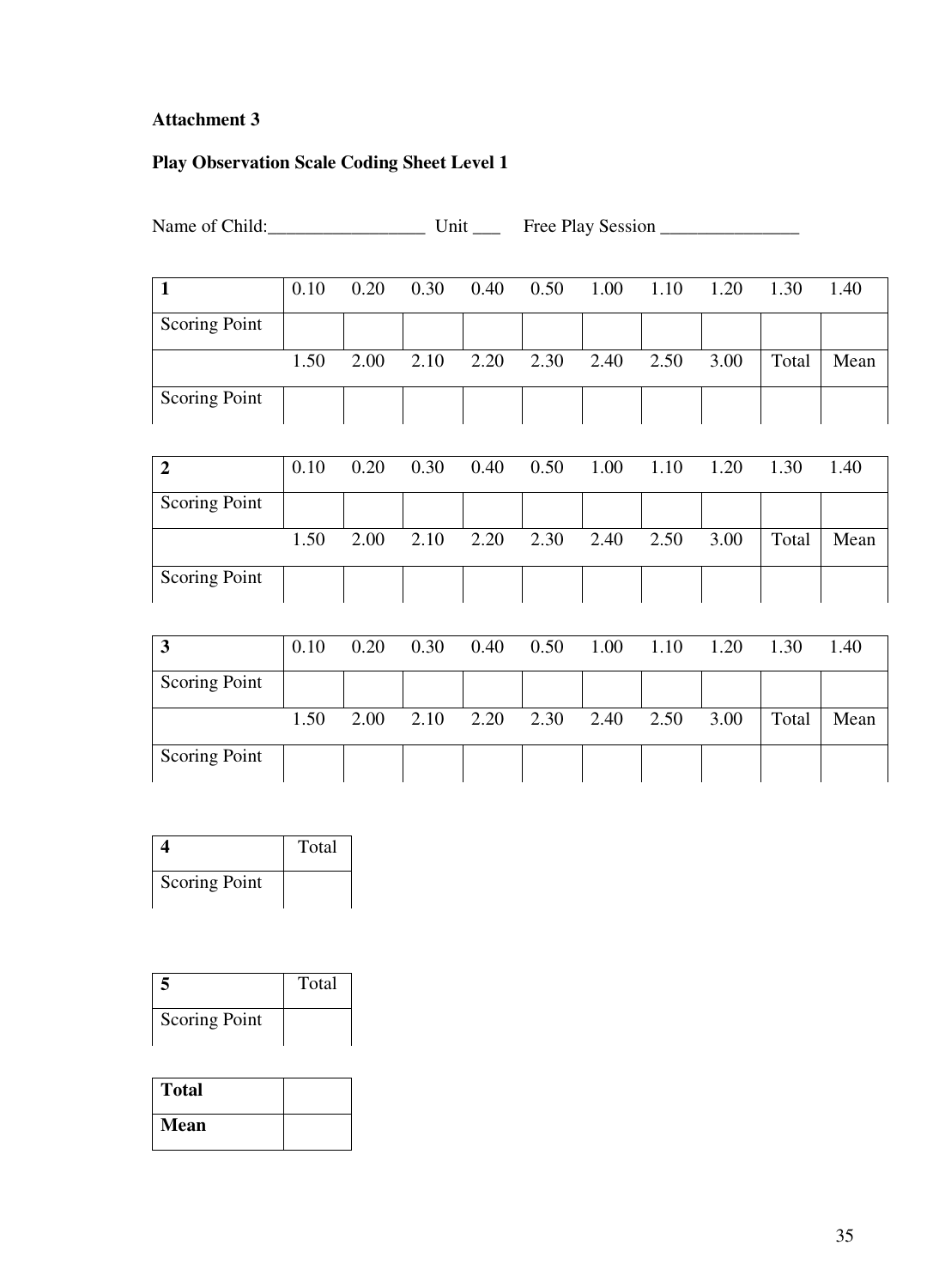**Attachment 3**

**Play Observation Scale Coding Sheet Level 1**

Name of Child:_________________ Unit ___ Free Play Session _______________

| **1** | 0.10 | 0.20 | 0.30 | 0.40 | 0.50 | 1.00 | 1.10 | 1.20 | 1.30 | 1.40 |
|---|---|---|---|---|---|---|---|---|---|---|
| Scoring Point | | | | | | | | | | |
| | 1.50 | 2.00 | 2.10 | 2.20 | 2.30 | 2.40 | 2.50 | 3.00 | Total | Mean |
| Scoring Point | | | | | | | | | | |

| **2** | 0.10 | 0.20 | 0.30 | 0.40 | 0.50 | 1.00 | 1.10 | 1.20 | 1.30 | 1.40 |
|---|---|---|---|---|---|---|---|---|---|---|
| Scoring Point | | | | | | | | | | |
| | 1.50 | 2.00 | 2.10 | 2.20 | 2.30 | 2.40 | 2.50 | 3.00 | Total | Mean |
| Scoring Point | | | | | | | | | | |

| **3** | 0.10 | 0.20 | 0.30 | 0.40 | 0.50 | 1.00 | 1.10 | 1.20 | 1.30 | 1.40 |
|---|---|---|---|---|---|---|---|---|---|---|
| Scoring Point | | | | | | | | | | |
| | 1.50 | 2.00 | 2.10 | 2.20 | 2.30 | 2.40 | 2.50 | 3.00 | Total | Mean |
| Scoring Point | | | | | | | | | | |

| **4** | Total |
|---|---|
| Scoring Point | |

| **5** | Total |
|---|---|
| Scoring Point | |

| **Total** | |
|---|---|
| **Mean** | |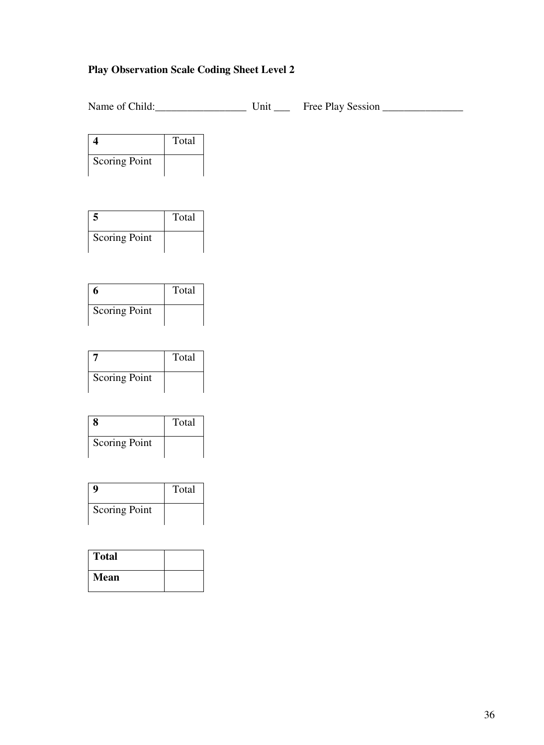**Play Observation Scale Coding Sheet Level 2**

Name of Child:_________________ Unit ___ Free Play Session _______________

| **4** | Total |
|---|---|
| Scoring Point | |

| **5** | Total |
|---|---|
| Scoring Point | |

| **6** | Total |
|---|---|
| Scoring Point | |

| **7** | Total |
|---|---|
| Scoring Point | |

| **8** | Total |
|---|---|
| Scoring Point | |

| **9** | Total |
|---|---|
| Scoring Point | |

| | |
|---|---|
| **Total** | |
| **Mean** | |